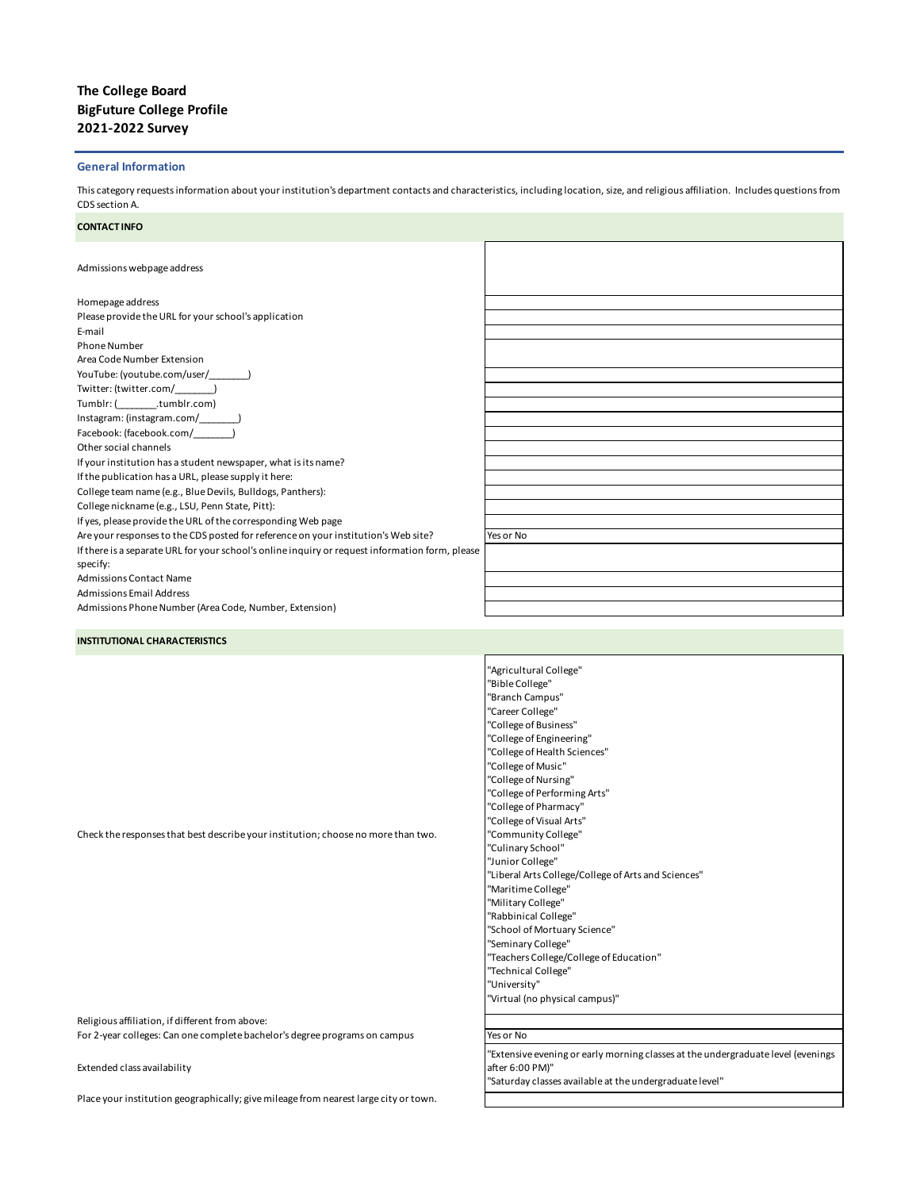**The College Board**
**BigFuture College Profile**
**2021-2022 Survey**

### General Information

This category requests information about your institution's department contacts and characteristics, including location, size, and religious affiliation. Includes questions from CDS section A.

**CONTACT INFO**

| | |
|---|---|
| Admissions webpage address | |
| Homepage address | |
| Please provide the URL for your school's application | |
| E-mail | |
| Phone Number<br>Area Code Number Extension | |
| YouTube: (youtube.com/user/_______) | |
| Twitter: (twitter.com/_______) | |
| Tumblr: (_______.tumblr.com) | |
| Instagram: (instagram.com/_______) | |
| Facebook: (facebook.com/_______) | |
| Other social channels | |
| If your institution has a student newspaper, what is its name? | |
| If the publication has a URL, please supply it here: | |
| College team name (e.g., Blue Devils, Bulldogs, Panthers): | |
| College nickname (e.g., LSU, Penn State, Pitt): | |
| If yes, please provide the URL of the corresponding Web page | |
| Are your responses to the CDS posted for reference on your institution's Web site? | Yes or No |
| If there is a separate URL for your school's online inquiry or request information form, please specify: | |
| Admissions Contact Name | |
| Admissions Email Address | |
| Admissions Phone Number (Area Code, Number, Extension) | |

**INSTITUTIONAL CHARACTERISTICS**

| | |
|---|---|
| Check the responses that best describe your institution; choose no more than two. | "Agricultural College"<br>"Bible College"<br>"Branch Campus"<br>"Career College"<br>"College of Business"<br>"College of Engineering"<br>"College of Health Sciences"<br>"College of Music"<br>"College of Nursing"<br>"College of Performing Arts"<br>"College of Pharmacy"<br>"College of Visual Arts"<br>"Community College"<br>"Culinary School"<br>"Junior College"<br>"Liberal Arts College/College of Arts and Sciences"<br>"Maritime College"<br>"Military College"<br>"Rabbinical College"<br>"School of Mortuary Science"<br>"Seminary College"<br>"Teachers College/College of Education"<br>"Technical College"<br>"University"<br>"Virtual (no physical campus)" |
| Religious affiliation, if different from above: | |
| For 2-year colleges: Can one complete bachelor's degree programs on campus | Yes or No |
| Extended class availability | "Extensive evening or early morning classes at the undergraduate level (evenings after 6:00 PM)"<br>"Saturday classes available at the undergraduate level" |
| Place your institution geographically; give mileage from nearest large city or town. | |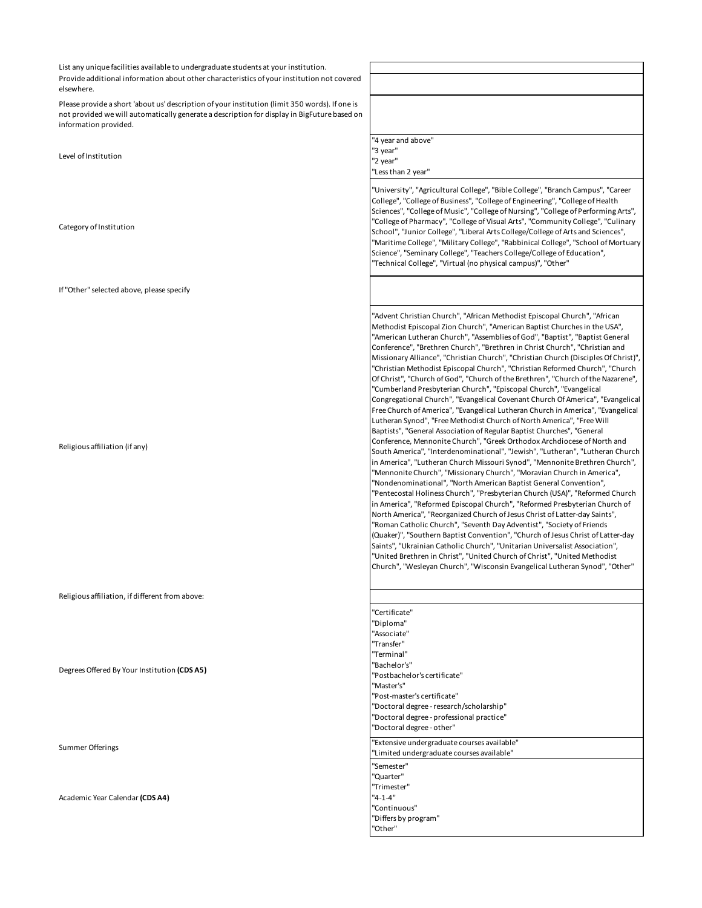| | |
|---|---|
| List any unique facilities available to undergraduate students at your institution. | |
| Provide additional information about other characteristics of your institution not covered elsewhere. | |
| Please provide a short 'about us' description of your institution (limit 350 words). If one is not provided we will automatically generate a description for display in BigFuture based on information provided. | |
| Level of Institution | "4 year and above"<br>"3 year"<br>"2 year"<br>"Less than 2 year" |
| Category of Institution | "University", "Agricultural College", "Bible College", "Branch Campus", "Career College", "College of Business", "College of Engineering", "College of Health Sciences", "College of Music", "College of Nursing", "College of Performing Arts", "College of Pharmacy", "College of Visual Arts", "Community College", "Culinary School", "Junior College", "Liberal Arts College/College of Arts and Sciences", "Maritime College", "Military College", "Rabbinical College", "School of Mortuary Science", "Seminary College", "Teachers College/College of Education", "Technical College", "Virtual (no physical campus)", "Other" |
| If "Other" selected above, please specify | |
| Religious affiliation (if any) | "Advent Christian Church", "African Methodist Episcopal Church", "African Methodist Episcopal Zion Church", "American Baptist Churches in the USA", "American Lutheran Church", "Assemblies of God", "Baptist", "Baptist General Conference", "Brethren Church", "Brethren in Christ Church", "Christian and Missionary Alliance", "Christian Church", "Christian Church (Disciples Of Christ)", "Christian Methodist Episcopal Church", "Christian Reformed Church", "Church Of Christ", "Church of God", "Church of the Brethren", "Church of the Nazarene", "Cumberland Presbyterian Church", "Episcopal Church", "Evangelical Congregational Church", "Evangelical Covenant Church Of America", "Evangelical Free Church of America", "Evangelical Lutheran Church in America", "Evangelical Lutheran Synod", "Free Methodist Church of North America", "Free Will Baptists", "General Association of Regular Baptist Churches", "General Conference, Mennonite Church", "Greek Orthodox Archdiocese of North and South America", "Interdenominational", "Jewish", "Lutheran", "Lutheran Church in America", "Lutheran Church Missouri Synod", "Mennonite Brethren Church", "Mennonite Church", "Missionary Church", "Moravian Church in America", "Nondenominational", "North American Baptist General Convention", "Pentecostal Holiness Church", "Presbyterian Church (USA)", "Reformed Church in America", "Reformed Episcopal Church", "Reformed Presbyterian Church of North America", "Reorganized Church of Jesus Christ of Latter-day Saints", "Roman Catholic Church", "Seventh Day Adventist", "Society of Friends (Quaker)", "Southern Baptist Convention", "Church of Jesus Christ of Latter-day Saints", "Ukrainian Catholic Church", "Unitarian Universalist Association", "United Brethren in Christ", "United Church of Christ", "United Methodist Church", "Wesleyan Church", "Wisconsin Evangelical Lutheran Synod", "Other" |
| Religious affiliation, if different from above: | |
| Degrees Offered By Your Institution **(CDS A5)** | "Certificate"<br>"Diploma"<br>"Associate"<br>"Transfer"<br>"Terminal"<br>"Bachelor's"<br>"Postbachelor's certificate"<br>"Master's"<br>"Post-master's certificate"<br>"Doctoral degree - research/scholarship"<br>"Doctoral degree - professional practice"<br>"Doctoral degree - other" |
| Summer Offerings | "Extensive undergraduate courses available"<br>"Limited undergraduate courses available" |
| Academic Year Calendar **(CDS A4)** | "Semester"<br>"Quarter"<br>"Trimester"<br>"4-1-4"<br>"Continuous"<br>"Differs by program"<br>"Other" |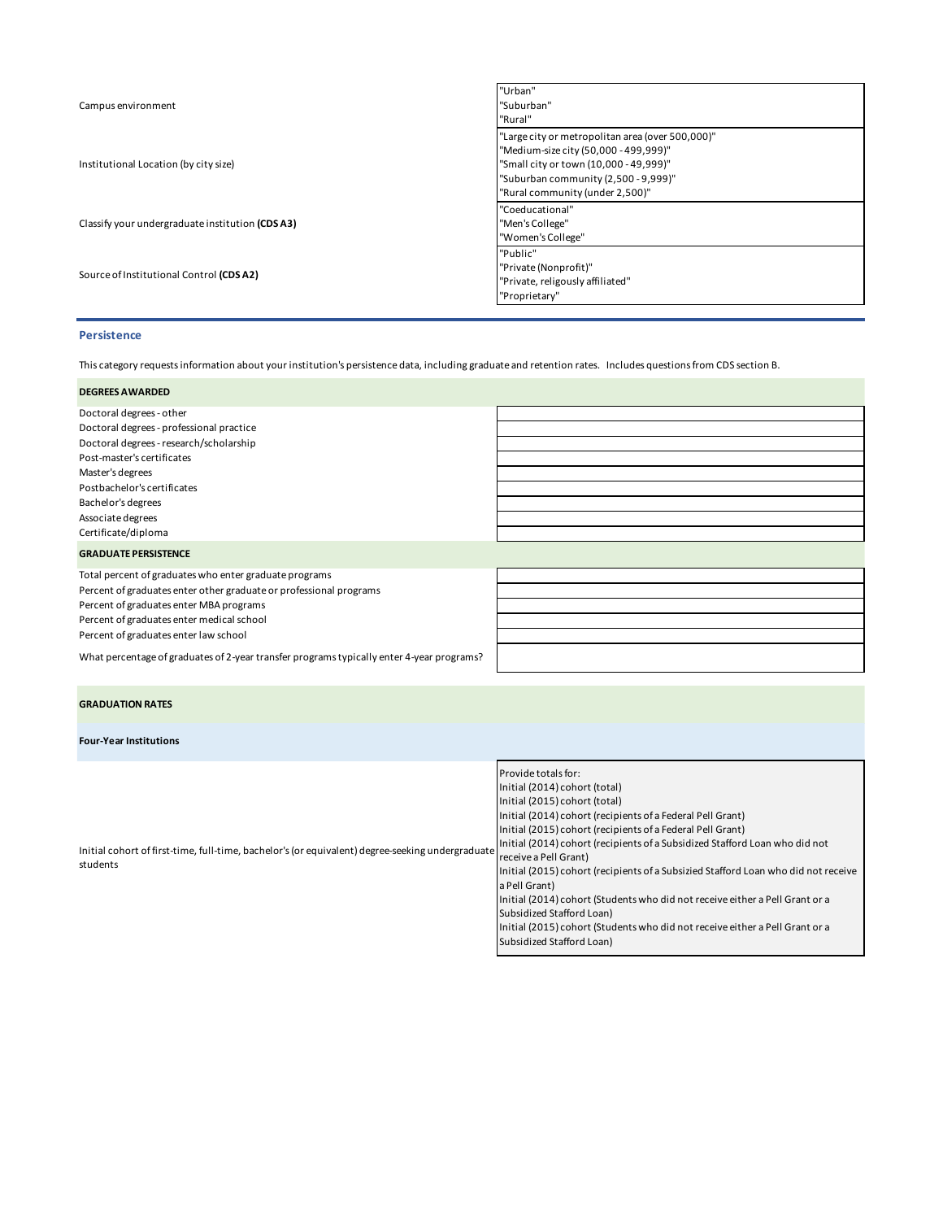| | |
|---|---|
| Campus environment | "Urban"<br>"Suburban"<br>"Rural" |
| Institutional Location (by city size) | "Large city or metropolitan area (over 500,000)"<br>"Medium-size city (50,000 - 499,999)"<br>"Small city or town (10,000 - 49,999)"<br>"Suburban community (2,500 - 9,999)"<br>"Rural community (under 2,500)" |
| Classify your undergraduate institution **(CDS A3)** | "Coeducational"<br>"Men's College"<br>"Women's College" |
| Source of Institutional Control **(CDS A2)** | "Public"<br>"Private (Nonprofit)"<br>"Private, religously affiliated"<br>"Proprietary" |

## Persistence

This category requests information about your institution's persistence data, including graduate and retention rates. Includes questions from CDS section B.

### DEGREES AWARDED

| | |
|---|---|
| Doctoral degrees - other | |
| Doctoral degrees - professional practice | |
| Doctoral degrees - research/scholarship | |
| Post-master's certificates | |
| Master's degrees | |
| Postbachelor's certificates | |
| Bachelor's degrees | |
| Associate degrees | |
| Certificate/diploma | |

### GRADUATE PERSISTENCE

| | |
|---|---|
| Total percent of graduates who enter graduate programs | |
| Percent of graduates enter other graduate or professional programs | |
| Percent of graduates enter MBA programs | |
| Percent of graduates enter medical school | |
| Percent of graduates enter law school | |
| What percentage of graduates of 2-year transfer programs typically enter 4-year programs? | |

### GRADUATION RATES

#### Four-Year Institutions

| | |
|---|---|
| Initial cohort of first-time, full-time, bachelor's (or equivalent) degree-seeking undergraduate students | Provide totals for:<br>Initial (2014) cohort (total)<br>Initial (2015) cohort (total)<br>Initial (2014) cohort (recipients of a Federal Pell Grant)<br>Initial (2015) cohort (recipients of a Federal Pell Grant)<br>Initial (2014) cohort (recipients of a Subsidized Stafford Loan who did not receive a Pell Grant)<br>Initial (2015) cohort (recipients of a Subsizied Stafford Loan who did not receive a Pell Grant)<br>Initial (2014) cohort (Students who did not receive either a Pell Grant or a Subsidized Stafford Loan)<br>Initial (2015) cohort (Students who did not receive either a Pell Grant or a Subsidized Stafford Loan) |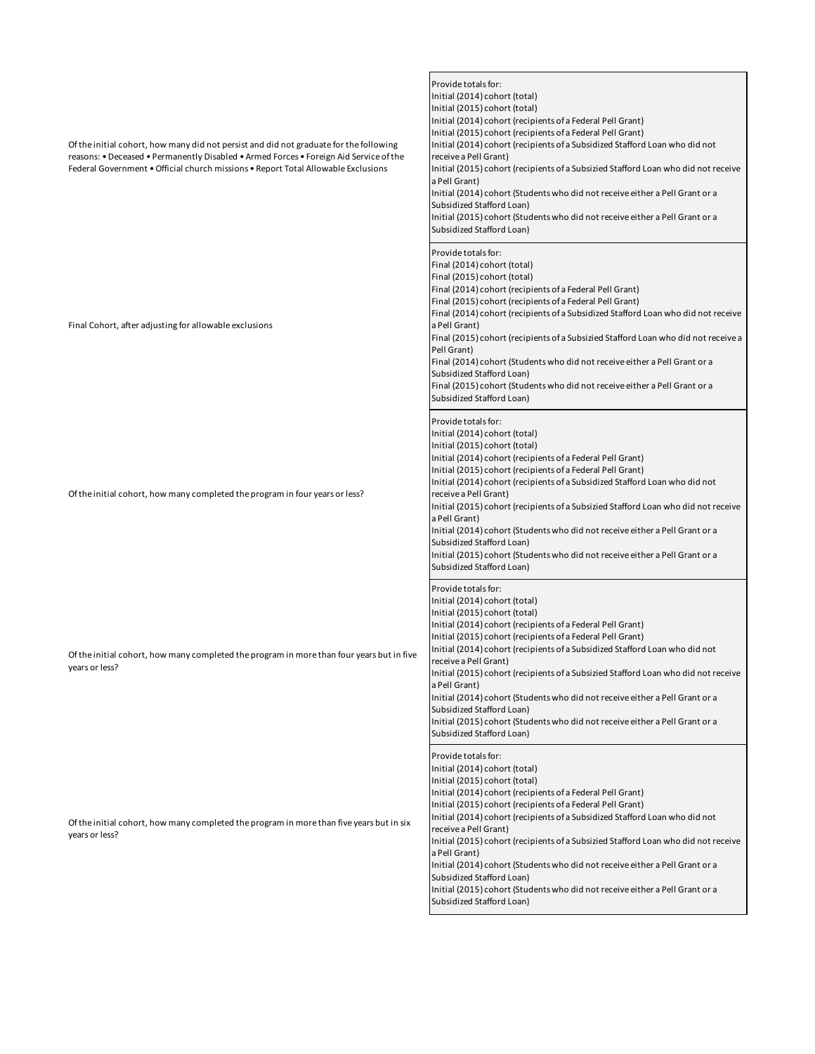| | |
|---|---|
| Of the initial cohort, how many did not persist and did not graduate for the following reasons: • Deceased • Permanently Disabled • Armed Forces • Foreign Aid Service of the Federal Government • Official church missions • Report Total Allowable Exclusions | Provide totals for:<br>Initial (2014) cohort (total)<br>Initial (2015) cohort (total)<br>Initial (2014) cohort (recipients of a Federal Pell Grant)<br>Initial (2015) cohort (recipients of a Federal Pell Grant)<br>Initial (2014) cohort (recipients of a Subsidized Stafford Loan who did not receive a Pell Grant)<br>Initial (2015) cohort (recipients of a Subsizied Stafford Loan who did not receive a Pell Grant)<br>Initial (2014) cohort (Students who did not receive either a Pell Grant or a Subsidized Stafford Loan)<br>Initial (2015) cohort (Students who did not receive either a Pell Grant or a Subsidized Stafford Loan) |
| Final Cohort, after adjusting for allowable exclusions | Provide totals for:<br>Final (2014) cohort (total)<br>Final (2015) cohort (total)<br>Final (2014) cohort (recipients of a Federal Pell Grant)<br>Final (2015) cohort (recipients of a Federal Pell Grant)<br>Final (2014) cohort (recipients of a Subsidized Stafford Loan who did not receive a Pell Grant)<br>Final (2015) cohort (recipients of a Subsizied Stafford Loan who did not receive a Pell Grant)<br>Final (2014) cohort (Students who did not receive either a Pell Grant or a Subsidized Stafford Loan)<br>Final (2015) cohort (Students who did not receive either a Pell Grant or a Subsidized Stafford Loan) |
| Of the initial cohort, how many completed the program in four years or less? | Provide totals for:<br>Initial (2014) cohort (total)<br>Initial (2015) cohort (total)<br>Initial (2014) cohort (recipients of a Federal Pell Grant)<br>Initial (2015) cohort (recipients of a Federal Pell Grant)<br>Initial (2014) cohort (recipients of a Subsidized Stafford Loan who did not receive a Pell Grant)<br>Initial (2015) cohort (recipients of a Subsizied Stafford Loan who did not receive a Pell Grant)<br>Initial (2014) cohort (Students who did not receive either a Pell Grant or a Subsidized Stafford Loan)<br>Initial (2015) cohort (Students who did not receive either a Pell Grant or a Subsidized Stafford Loan) |
| Of the initial cohort, how many completed the program in more than four years but in five years or less? | Provide totals for:<br>Initial (2014) cohort (total)<br>Initial (2015) cohort (total)<br>Initial (2014) cohort (recipients of a Federal Pell Grant)<br>Initial (2015) cohort (recipients of a Federal Pell Grant)<br>Initial (2014) cohort (recipients of a Subsidized Stafford Loan who did not receive a Pell Grant)<br>Initial (2015) cohort (recipients of a Subsizied Stafford Loan who did not receive a Pell Grant)<br>Initial (2014) cohort (Students who did not receive either a Pell Grant or a Subsidized Stafford Loan)<br>Initial (2015) cohort (Students who did not receive either a Pell Grant or a Subsidized Stafford Loan) |
| Of the initial cohort, how many completed the program in more than five years but in six years or less? | Provide totals for:<br>Initial (2014) cohort (total)<br>Initial (2015) cohort (total)<br>Initial (2014) cohort (recipients of a Federal Pell Grant)<br>Initial (2015) cohort (recipients of a Federal Pell Grant)<br>Initial (2014) cohort (recipients of a Subsidized Stafford Loan who did not receive a Pell Grant)<br>Initial (2015) cohort (recipients of a Subsizied Stafford Loan who did not receive a Pell Grant)<br>Initial (2014) cohort (Students who did not receive either a Pell Grant or a Subsidized Stafford Loan)<br>Initial (2015) cohort (Students who did not receive either a Pell Grant or a Subsidized Stafford Loan) |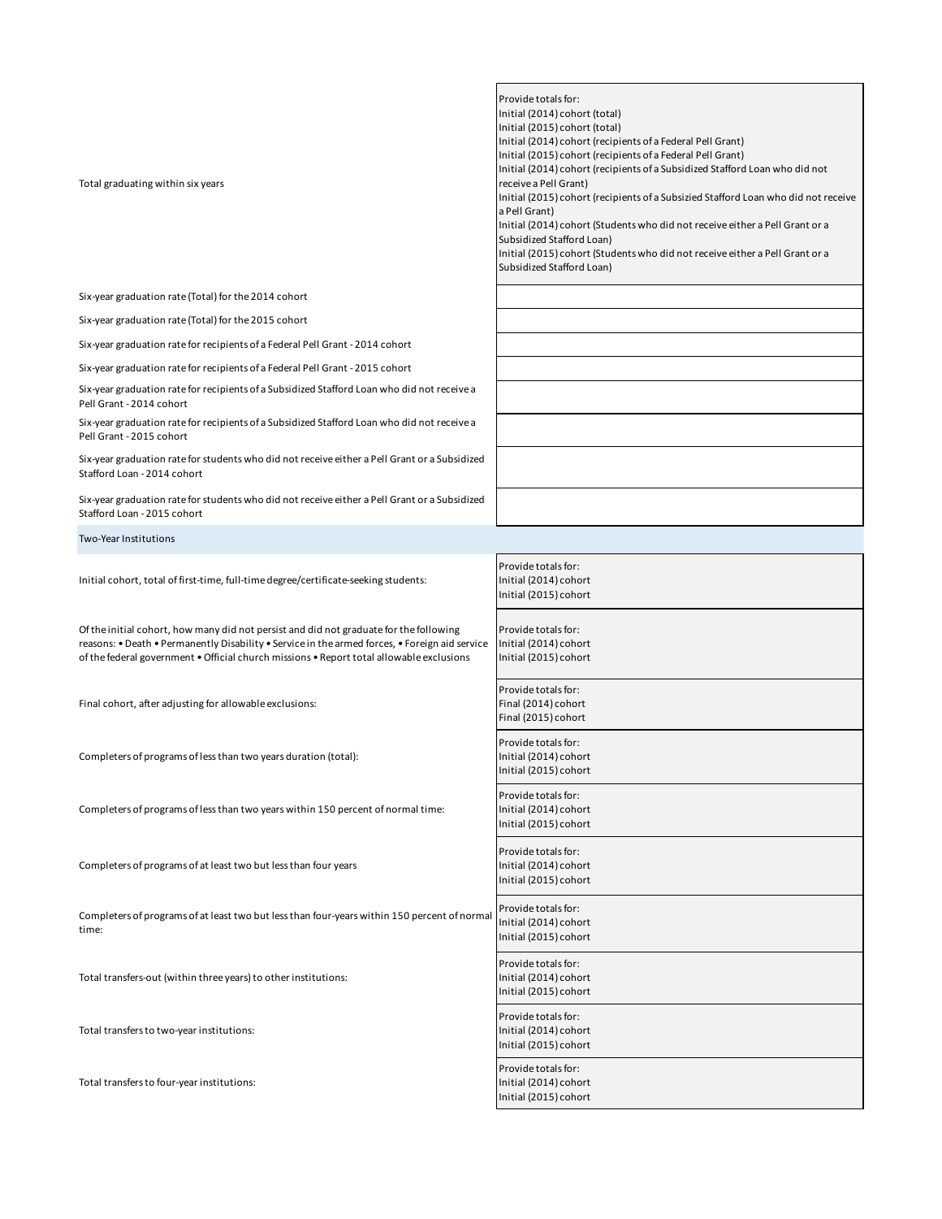| | |
|---|---|
| Total graduating within six years | Provide totals for:<br>Initial (2014) cohort (total)<br>Initial (2015) cohort (total)<br>Initial (2014) cohort (recipients of a Federal Pell Grant)<br>Initial (2015) cohort (recipients of a Federal Pell Grant)<br>Initial (2014) cohort (recipients of a Subsidized Stafford Loan who did not receive a Pell Grant)<br>Initial (2015) cohort (recipients of a Subsizied Stafford Loan who did not receive a Pell Grant)<br>Initial (2014) cohort (Students who did not receive either a Pell Grant or a Subsidized Stafford Loan)<br>Initial (2015) cohort (Students who did not receive either a Pell Grant or a Subsidized Stafford Loan) |
| Six-year graduation rate (Total) for the 2014 cohort | |
| Six-year graduation rate (Total) for the 2015 cohort | |
| Six-year graduation rate for recipients of a Federal Pell Grant - 2014 cohort | |
| Six-year graduation rate for recipients of a Federal Pell Grant - 2015 cohort | |
| Six-year graduation rate for recipients of a Subsidized Stafford Loan who did not receive a Pell Grant - 2014 cohort | |
| Six-year graduation rate for recipients of a Subsidized Stafford Loan who did not receive a Pell Grant - 2015 cohort | |
| Six-year graduation rate for students who did not receive either a Pell Grant or a Subsidized Stafford Loan - 2014 cohort | |
| Six-year graduation rate for students who did not receive either a Pell Grant or a Subsidized Stafford Loan - 2015 cohort | |

## Two-Year Institutions

| | |
|---|---|
| Initial cohort, total of first-time, full-time degree/certificate-seeking students: | Provide totals for:<br>Initial (2014) cohort<br>Initial (2015) cohort |
| Of the initial cohort, how many did not persist and did not graduate for the following reasons: • Death • Permanently Disability • Service in the armed forces, • Foreign aid service of the federal government • Official church missions • Report total allowable exclusions | Provide totals for:<br>Initial (2014) cohort<br>Initial (2015) cohort |
| Final cohort, after adjusting for allowable exclusions: | Provide totals for:<br>Final (2014) cohort<br>Final (2015) cohort |
| Completers of programs of less than two years duration (total): | Provide totals for:<br>Initial (2014) cohort<br>Initial (2015) cohort |
| Completers of programs of less than two years within 150 percent of normal time: | Provide totals for:<br>Initial (2014) cohort<br>Initial (2015) cohort |
| Completers of programs of at least two but less than four years | Provide totals for:<br>Initial (2014) cohort<br>Initial (2015) cohort |
| Completers of programs of at least two but less than four-years within 150 percent of normal time: | Provide totals for:<br>Initial (2014) cohort<br>Initial (2015) cohort |
| Total transfers-out (within three years) to other institutions: | Provide totals for:<br>Initial (2014) cohort<br>Initial (2015) cohort |
| Total transfers to two-year institutions: | Provide totals for:<br>Initial (2014) cohort<br>Initial (2015) cohort |
| Total transfers to four-year institutions: | Provide totals for:<br>Initial (2014) cohort<br>Initial (2015) cohort |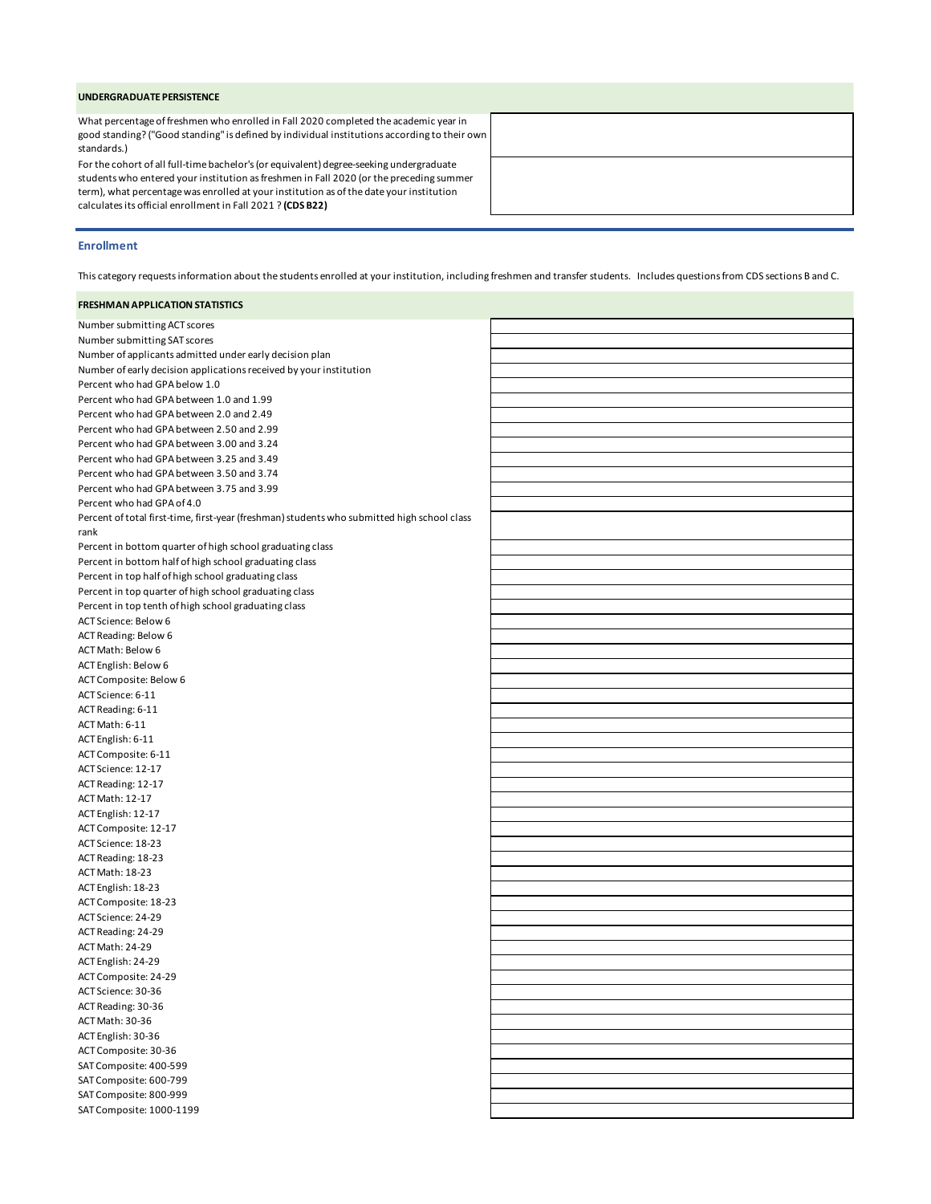### UNDERGRADUATE PERSISTENCE

| | |
|---|---|
| What percentage of freshmen who enrolled in Fall 2020 completed the academic year in good standing? ("Good standing" is defined by individual institutions according to their own standards.) | |
| For the cohort of all full-time bachelor's (or equivalent) degree-seeking undergraduate students who entered your institution as freshmen in Fall 2020 (or the preceding summer term), what percentage was enrolled at your institution as of the date your institution calculates its official enrollment in Fall 2021 ? **(CDS B22)** | |

## Enrollment

This category requests information about the students enrolled at your institution, including freshmen and transfer students. Includes questions from CDS sections B and C.

### FRESHMAN APPLICATION STATISTICS

| | |
|---|---|
| Number submitting ACT scores | |
| Number submitting SAT scores | |
| Number of applicants admitted under early decision plan | |
| Number of early decision applications received by your institution | |
| Percent who had GPA below 1.0 | |
| Percent who had GPA between 1.0 and 1.99 | |
| Percent who had GPA between 2.0 and 2.49 | |
| Percent who had GPA between 2.50 and 2.99 | |
| Percent who had GPA between 3.00 and 3.24 | |
| Percent who had GPA between 3.25 and 3.49 | |
| Percent who had GPA between 3.50 and 3.74 | |
| Percent who had GPA between 3.75 and 3.99 | |
| Percent who had GPA of 4.0 | |
| Percent of total first-time, first-year (freshman) students who submitted high school class rank | |
| Percent in bottom quarter of high school graduating class | |
| Percent in bottom half of high school graduating class | |
| Percent in top half of high school graduating class | |
| Percent in top quarter of high school graduating class | |
| Percent in top tenth of high school graduating class | |
| ACT Science: Below 6 | |
| ACT Reading: Below 6 | |
| ACT Math: Below 6 | |
| ACT English: Below 6 | |
| ACT Composite: Below 6 | |
| ACT Science: 6-11 | |
| ACT Reading: 6-11 | |
| ACT Math: 6-11 | |
| ACT English: 6-11 | |
| ACT Composite: 6-11 | |
| ACT Science: 12-17 | |
| ACT Reading: 12-17 | |
| ACT Math: 12-17 | |
| ACT English: 12-17 | |
| ACT Composite: 12-17 | |
| ACT Science: 18-23 | |
| ACT Reading: 18-23 | |
| ACT Math: 18-23 | |
| ACT English: 18-23 | |
| ACT Composite: 18-23 | |
| ACT Science: 24-29 | |
| ACT Reading: 24-29 | |
| ACT Math: 24-29 | |
| ACT English: 24-29 | |
| ACT Composite: 24-29 | |
| ACT Science: 30-36 | |
| ACT Reading: 30-36 | |
| ACT Math: 30-36 | |
| ACT English: 30-36 | |
| ACT Composite: 30-36 | |
| SAT Composite: 400-599 | |
| SAT Composite: 600-799 | |
| SAT Composite: 800-999 | |
| SAT Composite: 1000-1199 | |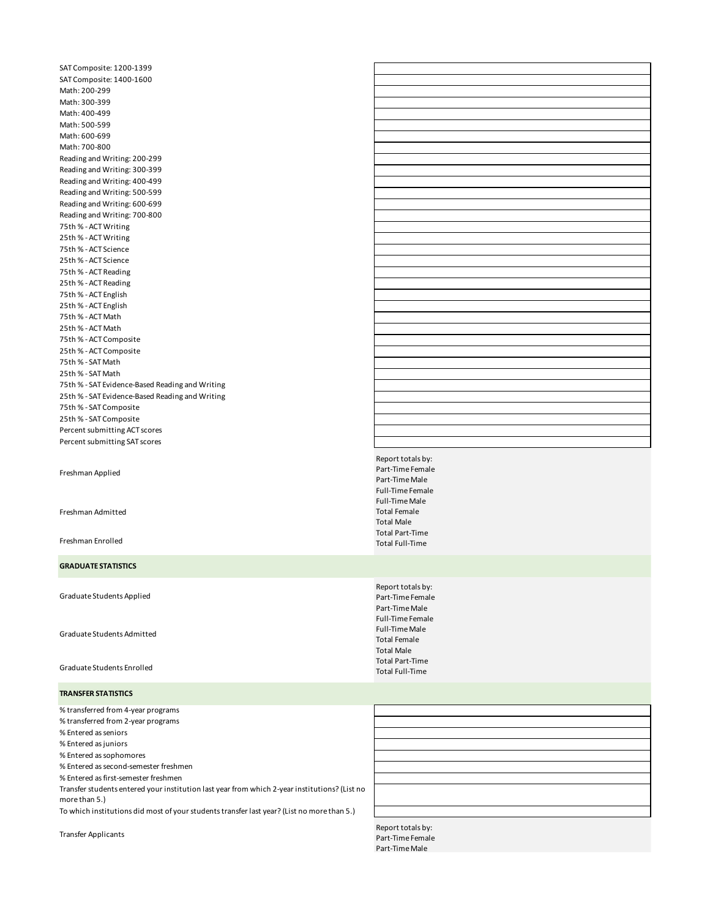| | |
|---|---|
| SAT Composite: 1200-1399 | |
| SAT Composite: 1400-1600 | |
| Math: 200-299 | |
| Math: 300-399 | |
| Math: 400-499 | |
| Math: 500-599 | |
| Math: 600-699 | |
| Math: 700-800 | |
| Reading and Writing: 200-299 | |
| Reading and Writing: 300-399 | |
| Reading and Writing: 400-499 | |
| Reading and Writing: 500-599 | |
| Reading and Writing: 600-699 | |
| Reading and Writing: 700-800 | |
| 75th % - ACT Writing | |
| 25th % - ACT Writing | |
| 75th % - ACT Science | |
| 25th % - ACT Science | |
| 75th % - ACT Reading | |
| 25th % - ACT Reading | |
| 75th % - ACT English | |
| 25th % - ACT English | |
| 75th % - ACT Math | |
| 25th % - ACT Math | |
| 75th % - ACT Composite | |
| 25th % - ACT Composite | |
| 75th % - SAT Math | |
| 25th % - SAT Math | |
| 75th % - SAT Evidence-Based Reading and Writing | |
| 25th % - SAT Evidence-Based Reading and Writing | |
| 75th % - SAT Composite | |
| 25th % - SAT Composite | |
| Percent submitting ACT scores | |
| Percent submitting SAT scores | |

| | |
|---|---|
| Freshman Applied<br><br>Freshman Admitted<br><br>Freshman Enrolled | Report totals by:<br>Part-Time Female<br>Part-Time Male<br>Full-Time Female<br>Full-Time Male<br>Total Female<br>Total Male<br>Total Part-Time<br>Total Full-Time |

**GRADUATE STATISTICS**

| | |
|---|---|
| Graduate Students Applied<br><br>Graduate Students Admitted<br><br>Graduate Students Enrolled | Report totals by:<br>Part-Time Female<br>Part-Time Male<br>Full-Time Female<br>Full-Time Male<br>Total Female<br>Total Male<br>Total Part-Time<br>Total Full-Time |

**TRANSFER STATISTICS**

| | |
|---|---|
| % transferred from 4-year programs | |
| % transferred from 2-year programs | |
| % Entered as seniors | |
| % Entered as juniors | |
| % Entered as sophomores | |
| % Entered as second-semester freshmen | |
| % Entered as first-semester freshmen | |
| Transfer students entered your institution last year from which 2-year institutions? (List no more than 5.) | |
| To which institutions did most of your students transfer last year? (List no more than 5.) | |

| | |
|---|---|
| Transfer Applicants | Report totals by:<br>Part-Time Female<br>Part-Time Male |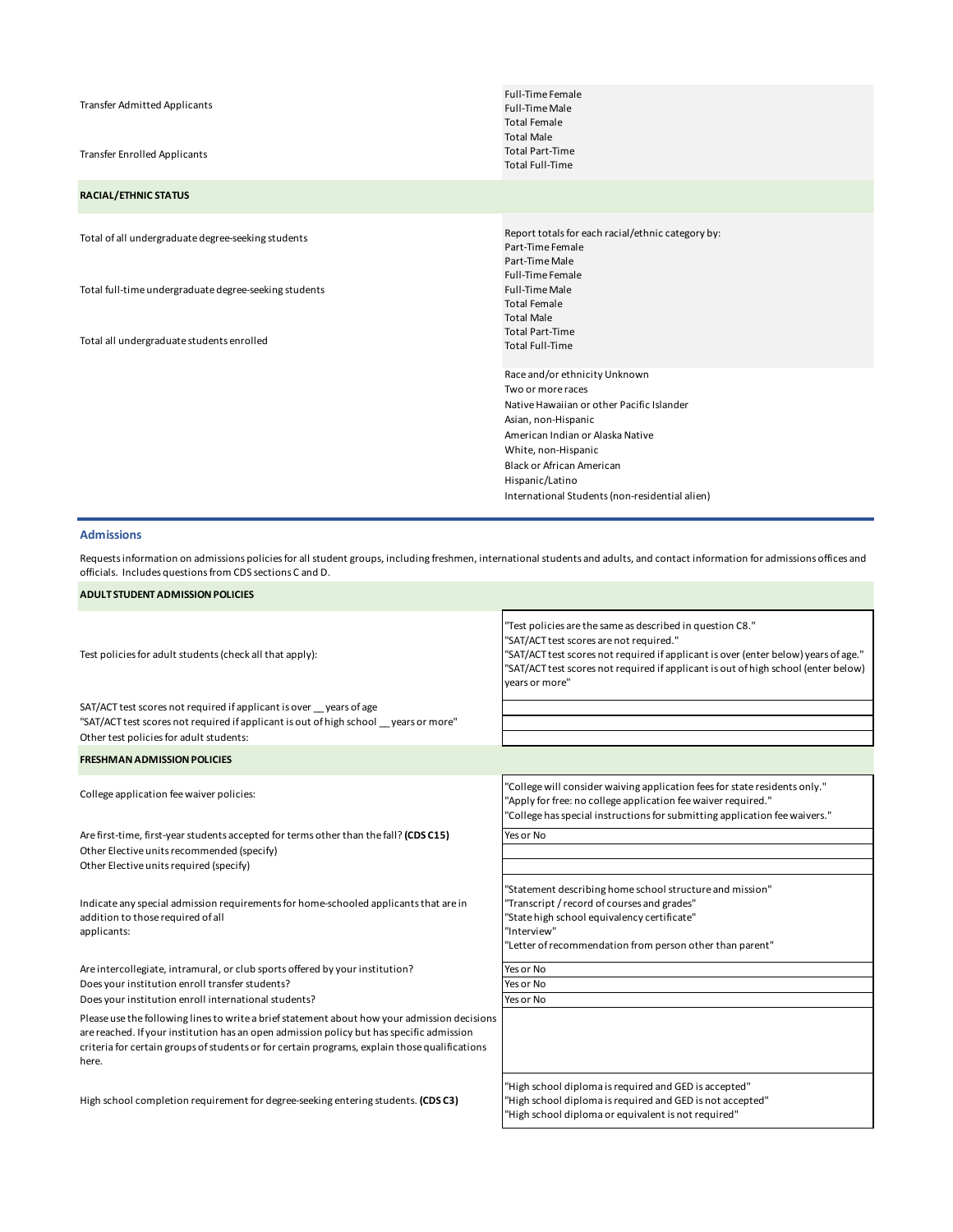| | |
|---|---|
| Transfer Admitted Applicants<br><br>Transfer Enrolled Applicants | Full-Time Female<br>Full-Time Male<br>Total Female<br>Total Male<br>Total Part-Time<br>Total Full-Time |
| **RACIAL/ETHNIC STATUS** | |
| Total of all undergraduate degree-seeking students<br><br>Total full-time undergraduate degree-seeking students<br><br>Total all undergraduate students enrolled | Report totals for each racial/ethnic category by:<br>Part-Time Female<br>Part-Time Male<br>Full-Time Female<br>Full-Time Male<br>Total Female<br>Total Male<br>Total Part-Time<br>Total Full-Time |
| | Race and/or ethnicity Unknown<br>Two or more races<br>Native Hawaiian or other Pacific Islander<br>Asian, non-Hispanic<br>American Indian or Alaska Native<br>White, non-Hispanic<br>Black or African American<br>Hispanic/Latino<br>International Students (non-residential alien) |

## Admissions

Requests information on admissions policies for all student groups, including freshmen, international students and adults, and contact information for admissions offices and officials. Includes questions from CDS sections C and D.

| | |
|---|---|
| **ADULT STUDENT ADMISSION POLICIES** | |
| Test policies for adult students (check all that apply): | "Test policies are the same as described in question C8."<br>"SAT/ACT test scores are not required."<br>"SAT/ACT test scores not required if applicant is over (enter below) years of age."<br>"SAT/ACT test scores not required if applicant is out of high school (enter below) years or more" |
| SAT/ACT test scores not required if applicant is over __ years of age | |
| "SAT/ACT test scores not required if applicant is out of high school __ years or more" | |
| Other test policies for adult students: | |
| **FRESHMAN ADMISSION POLICIES** | |
| College application fee waiver policies: | "College will consider waiving application fees for state residents only."<br>"Apply for free: no college application fee waiver required."<br>"College has special instructions for submitting application fee waivers." |
| Are first-time, first-year students accepted for terms other than the fall? **(CDS C15)** | Yes or No |
| Other Elective units recommended (specify) | |
| Other Elective units required (specify) | |
| Indicate any special admission requirements for home-schooled applicants that are in addition to those required of all applicants: | "Statement describing home school structure and mission"<br>"Transcript / record of courses and grades"<br>"State high school equivalency certificate"<br>"Interview"<br>"Letter of recommendation from person other than parent" |
| Are intercollegiate, intramural, or club sports offered by your institution? | Yes or No |
| Does your institution enroll transfer students? | Yes or No |
| Does your institution enroll international students? | Yes or No |
| Please use the following lines to write a brief statement about how your admission decisions are reached. If your institution has an open admission policy but has specific admission criteria for certain groups of students or for certain programs, explain those qualifications here. | |
| High school completion requirement for degree-seeking entering students. **(CDS C3)** | "High school diploma is required and GED is accepted"<br>"High school diploma is required and GED is not accepted"<br>"High school diploma or equivalent is not required" |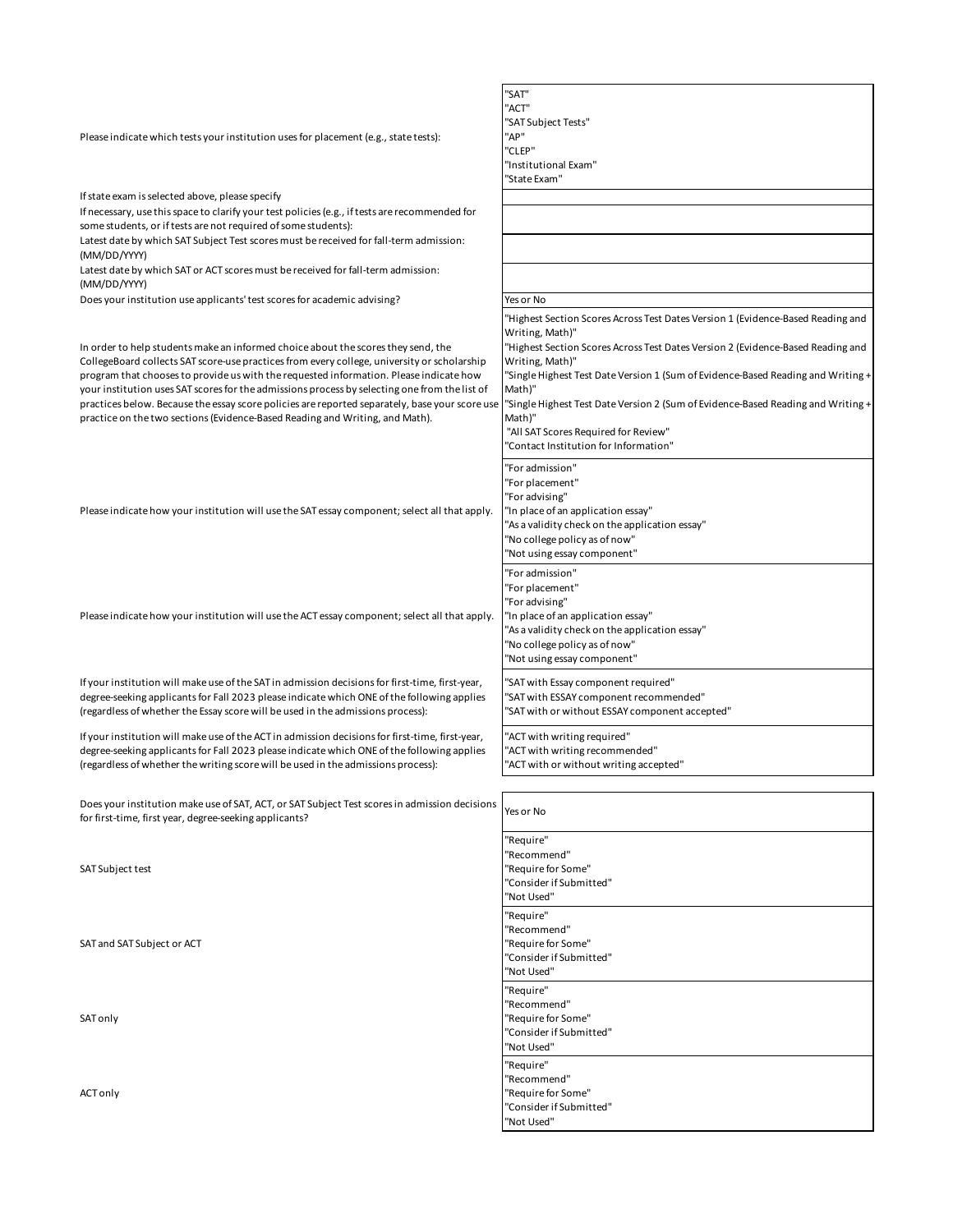| | |
|---|---|
| Please indicate which tests your institution uses for placement (e.g., state tests): | "SAT"<br>"ACT"<br>"SAT Subject Tests"<br>"AP"<br>"CLEP"<br>"Institutional Exam"<br>"State Exam" |
| If state exam is selected above, please specify | |
| If necessary, use this space to clarify your test policies (e.g., if tests are recommended for some students, or if tests are not required of some students): | |
| Latest date by which SAT Subject Test scores must be received for fall-term admission: (MM/DD/YYYY) | |
| Latest date by which SAT or ACT scores must be received for fall-term admission: (MM/DD/YYYY) | |
| Does your institution use applicants' test scores for academic advising? | Yes or No |
| In order to help students make an informed choice about the scores they send, the CollegeBoard collects SAT score-use practices from every college, university or scholarship program that chooses to provide us with the requested information. Please indicate how your institution uses SAT scores for the admissions process by selecting one from the list of practices below. Because the essay score policies are reported separately, base your score use practice on the two sections (Evidence-Based Reading and Writing, and Math). | "Highest Section Scores Across Test Dates Version 1 (Evidence-Based Reading and Writing, Math)"<br>"Highest Section Scores Across Test Dates Version 2 (Evidence-Based Reading and Writing, Math)"<br>"Single Highest Test Date Version 1 (Sum of Evidence-Based Reading and Writing + Math)"<br>"Single Highest Test Date Version 2 (Sum of Evidence-Based Reading and Writing + Math)"<br>"All SAT Scores Required for Review"<br>"Contact Institution for Information" |
| Please indicate how your institution will use the SAT essay component; select all that apply. | "For admission"<br>"For placement"<br>"For advising"<br>"In place of an application essay"<br>"As a validity check on the application essay"<br>"No college policy as of now"<br>"Not using essay component" |
| Please indicate how your institution will use the ACT essay component; select all that apply. | "For admission"<br>"For placement"<br>"For advising"<br>"In place of an application essay"<br>"As a validity check on the application essay"<br>"No college policy as of now"<br>"Not using essay component" |
| If your institution will make use of the SAT in admission decisions for first-time, first-year, degree-seeking applicants for Fall 2023 please indicate which ONE of the following applies (regardless of whether the Essay score will be used in the admissions process): | "SAT with Essay component required"<br>"SAT with ESSAY component recommended"<br>"SAT with or without ESSAY component accepted" |
| If your institution will make use of the ACT in admission decisions for first-time, first-year, degree-seeking applicants for Fall 2023 please indicate which ONE of the following applies (regardless of whether the writing score will be used in the admissions process): | "ACT with writing required"<br>"ACT with writing recommended"<br>"ACT with or without writing accepted" |

| | |
|---|---|
| Does your institution make use of SAT, ACT, or SAT Subject Test scores in admission decisions for first-time, first year, degree-seeking applicants? | Yes or No |
| SAT Subject test | "Require"<br>"Recommend"<br>"Require for Some"<br>"Consider if Submitted"<br>"Not Used" |
| SAT and SAT Subject or ACT | "Require"<br>"Recommend"<br>"Require for Some"<br>"Consider if Submitted"<br>"Not Used" |
| SAT only | "Require"<br>"Recommend"<br>"Require for Some"<br>"Consider if Submitted"<br>"Not Used" |
| ACT only | "Require"<br>"Recommend"<br>"Require for Some"<br>"Consider if Submitted"<br>"Not Used" |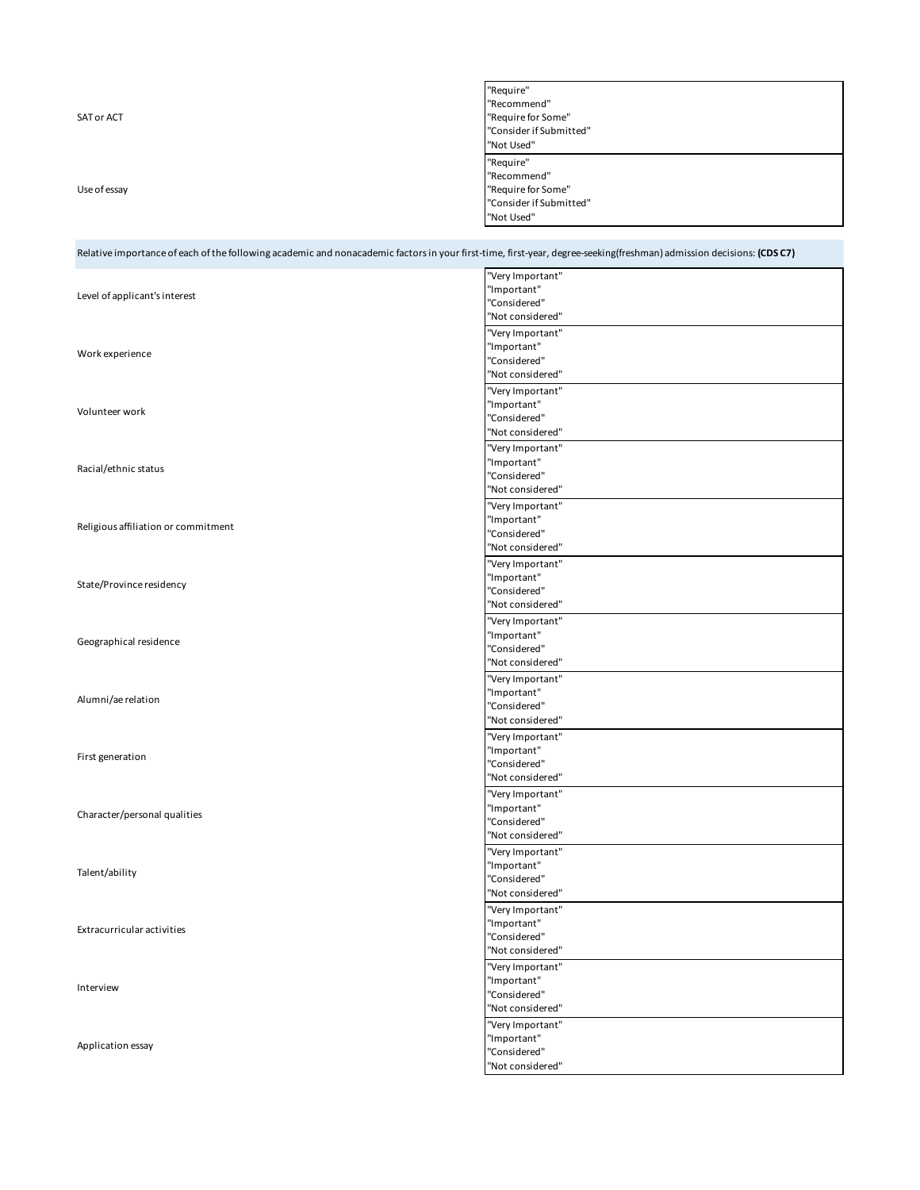| | |
|---|---|
| SAT or ACT | "Require"<br>"Recommend"<br>"Require for Some"<br>"Consider if Submitted"<br>"Not Used" |
| Use of essay | "Require"<br>"Recommend"<br>"Require for Some"<br>"Consider if Submitted"<br>"Not Used" |

Relative importance of each of the following academic and nonacademic factors in your first-time, first-year, degree-seeking(freshman) admission decisions: **(CDS C7)**

| | |
|---|---|
| Level of applicant's interest | "Very Important"<br>"Important"<br>"Considered"<br>"Not considered" |
| Work experience | "Very Important"<br>"Important"<br>"Considered"<br>"Not considered" |
| Volunteer work | "Very Important"<br>"Important"<br>"Considered"<br>"Not considered" |
| Racial/ethnic status | "Very Important"<br>"Important"<br>"Considered"<br>"Not considered" |
| Religious affiliation or commitment | "Very Important"<br>"Important"<br>"Considered"<br>"Not considered" |
| State/Province residency | "Very Important"<br>"Important"<br>"Considered"<br>"Not considered" |
| Geographical residence | "Very Important"<br>"Important"<br>"Considered"<br>"Not considered" |
| Alumni/ae relation | "Very Important"<br>"Important"<br>"Considered"<br>"Not considered" |
| First generation | "Very Important"<br>"Important"<br>"Considered"<br>"Not considered" |
| Character/personal qualities | "Very Important"<br>"Important"<br>"Considered"<br>"Not considered" |
| Talent/ability | "Very Important"<br>"Important"<br>"Considered"<br>"Not considered" |
| Extracurricular activities | "Very Important"<br>"Important"<br>"Considered"<br>"Not considered" |
| Interview | "Very Important"<br>"Important"<br>"Considered"<br>"Not considered" |
| Application essay | "Very Important"<br>"Important"<br>"Considered"<br>"Not considered" |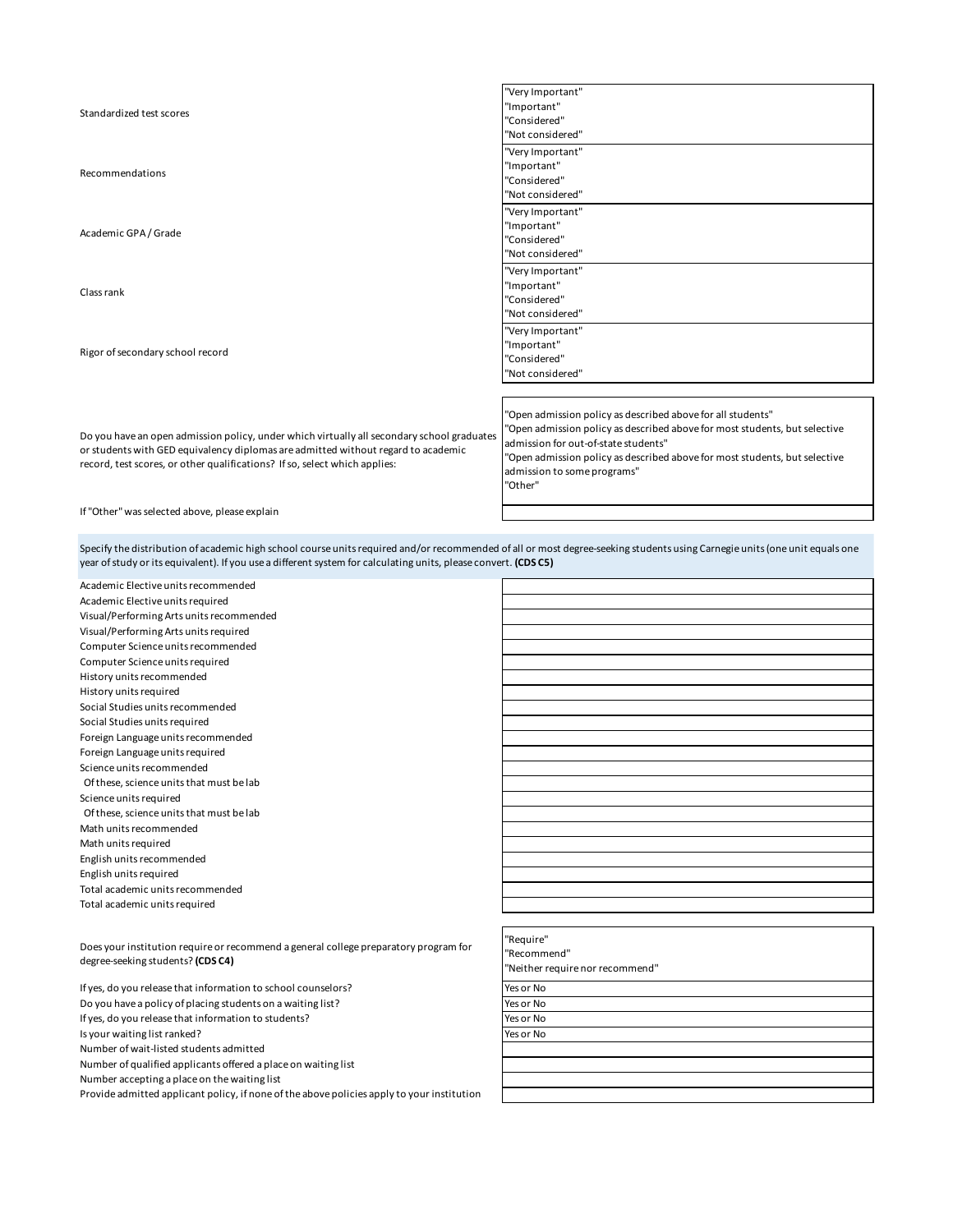| | |
|---|---|
| Standardized test scores | "Very Important"<br>"Important"<br>"Considered"<br>"Not considered" |
| Recommendations | "Very Important"<br>"Important"<br>"Considered"<br>"Not considered" |
| Academic GPA / Grade | "Very Important"<br>"Important"<br>"Considered"<br>"Not considered" |
| Class rank | "Very Important"<br>"Important"<br>"Considered"<br>"Not considered" |
| Rigor of secondary school record | "Very Important"<br>"Important"<br>"Considered"<br>"Not considered" |

| | |
|---|---|
| Do you have an open admission policy, under which virtually all secondary school graduates or students with GED equivalency diplomas are admitted without regard to academic record, test scores, or other qualifications? If so, select which applies: | "Open admission policy as described above for all students"<br>"Open admission policy as described above for most students, but selective admission for out-of-state students"<br>"Open admission policy as described above for most students, but selective admission to some programs"<br>"Other" |
| If "Other" was selected above, please explain | |

Specify the distribution of academic high school course units required and/or recommended of all or most degree-seeking students using Carnegie units (one unit equals one year of study or its equivalent). If you use a different system for calculating units, please convert. **(CDS C5)**

| | |
|---|---|
| Academic Elective units recommended | |
| Academic Elective units required | |
| Visual/Performing Arts units recommended | |
| Visual/Performing Arts units required | |
| Computer Science units recommended | |
| Computer Science units required | |
| History units recommended | |
| History units required | |
| Social Studies units recommended | |
| Social Studies units required | |
| Foreign Language units recommended | |
| Foreign Language units required | |
| Science units recommended | |
| Of these, science units that must be lab | |
| Science units required | |
| Of these, science units that must be lab | |
| Math units recommended | |
| Math units required | |
| English units recommended | |
| English units required | |
| Total academic units recommended | |
| Total academic units required | |

| | |
|---|---|
| Does your institution require or recommend a general college preparatory program for degree-seeking students? **(CDS C4)** | "Require"<br>"Recommend"<br>"Neither require nor recommend" |
| If yes, do you release that information to school counselors? | Yes or No |
| Do you have a policy of placing students on a waiting list? | Yes or No |
| If yes, do you release that information to students? | Yes or No |
| Is your waiting list ranked? | Yes or No |
| Number of wait-listed students admitted | |
| Number of qualified applicants offered a place on waiting list | |
| Number accepting a place on the waiting list | |
| Provide admitted applicant policy, if none of the above policies apply to your institution | |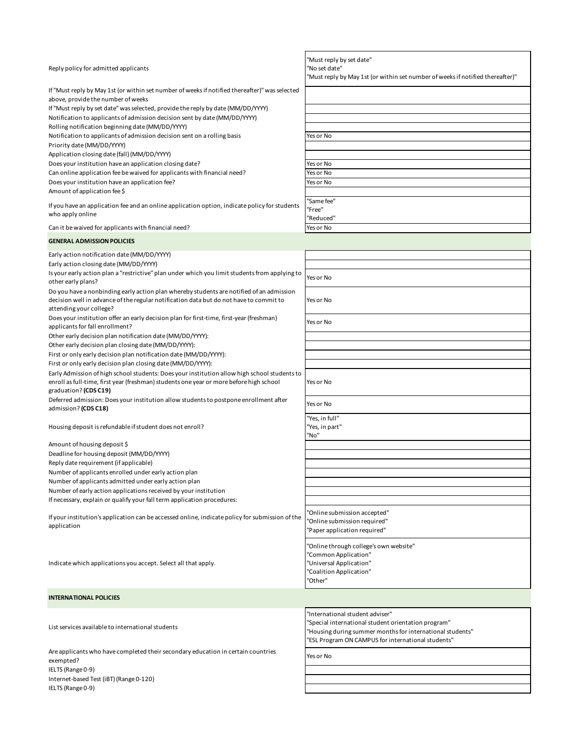| | |
|---|---|
| Reply policy for admitted applicants | "Must reply by set date"<br>"No set date"<br>"Must reply by May 1st (or within set number of weeks if notified thereafter)" |
| If "Must reply by May 1st (or within set number of weeks if notified thereafter)" was selected above, provide the number of weeks | |
| If "Must reply by set date" was selected, provide the reply by date (MM/DD/YYYY) | |
| Notification to applicants of admission decision sent by date (MM/DD/YYYY) | |
| Rolling notification beginning date (MM/DD/YYYY) | |
| Notification to applicants of admission decision sent on a rolling basis | Yes or No |
| Priority date (MM/DD/YYYY) | |
| Application closing date (fall) (MM/DD/YYYY) | |
| Does your institution have an application closing date? | Yes or No |
| Can online application fee be waived for applicants with financial need? | Yes or No |
| Does your institution have an application fee? | Yes or No |
| Amount of application fee $ | |
| If you have an application fee and an online application option, indicate policy for students who apply online | "Same fee"<br>"Free"<br>"Reduced" |
| Can it be waived for applicants with financial need? | Yes or No |
| **GENERAL ADMISSION POLICIES** | |
| Early action notification date (MM/DD/YYYY) | |
| Early action closing date (MM/DD/YYYY) | |
| Is your early action plan a "restrictive" plan under which you limit students from applying to other early plans? | Yes or No |
| Do you have a nonbinding early action plan whereby students are notified of an admission decision well in advance of the regular notification data but do not have to commit to attending your college? | Yes or No |
| Does your institution offer an early decision plan for first-time, first-year (freshman) applicants for fall enrollment? | Yes or No |
| Other early decision plan notification date (MM/DD/YYYY): | |
| Other early decision plan closing date (MM/DD/YYYY): | |
| First or only early decision plan notification date (MM/DD/YYYY): | |
| First or only early decision plan closing date (MM/DD/YYYY): | |
| Early Admission of high school students: Does your institution allow high school students to enroll as full-time, first year (freshman) students one year or more before high school graduation? **(CDS C19)** | Yes or No |
| Deferred admission: Does your institution allow students to postpone enrollment after admission? **(CDS C18)** | Yes or No |
| Housing deposit is refundable if student does not enroll? | "Yes, in full"<br>"Yes, in part"<br>"No" |
| Amount of housing deposit $ | |
| Deadline for housing deposit (MM/DD/YYYY) | |
| Reply date requirement (if applicable) | |
| Number of applicants enrolled under early action plan | |
| Number of applicants admitted under early action plan | |
| Number of early action applications received by your institution | |
| If necessary, explain or qualify your fall term application procedures: | |
| If your institution's application can be accessed online, indicate policy for submission of the application | "Online submission accepted"<br>"Online submission required"<br>"Paper application required" |
| Indicate which applications you accept. Select all that apply. | "Online through college's own website"<br>"Common Application"<br>"Universal Application"<br>"Coalition Application"<br>"Other" |
| **INTERNATIONAL POLICIES** | |
| List services available to international students | "International student adviser"<br>"Special international student orientation program"<br>"Housing during summer months for international students"<br>"ESL Program ON CAMPUS for international students" |
| Are applicants who have completed their secondary education in certain countries exempted? | Yes or No |
| IELTS (Range 0-9) | |
| Internet-based Test (iBT) (Range 0-120) | |
| IELTS (Range 0-9) | |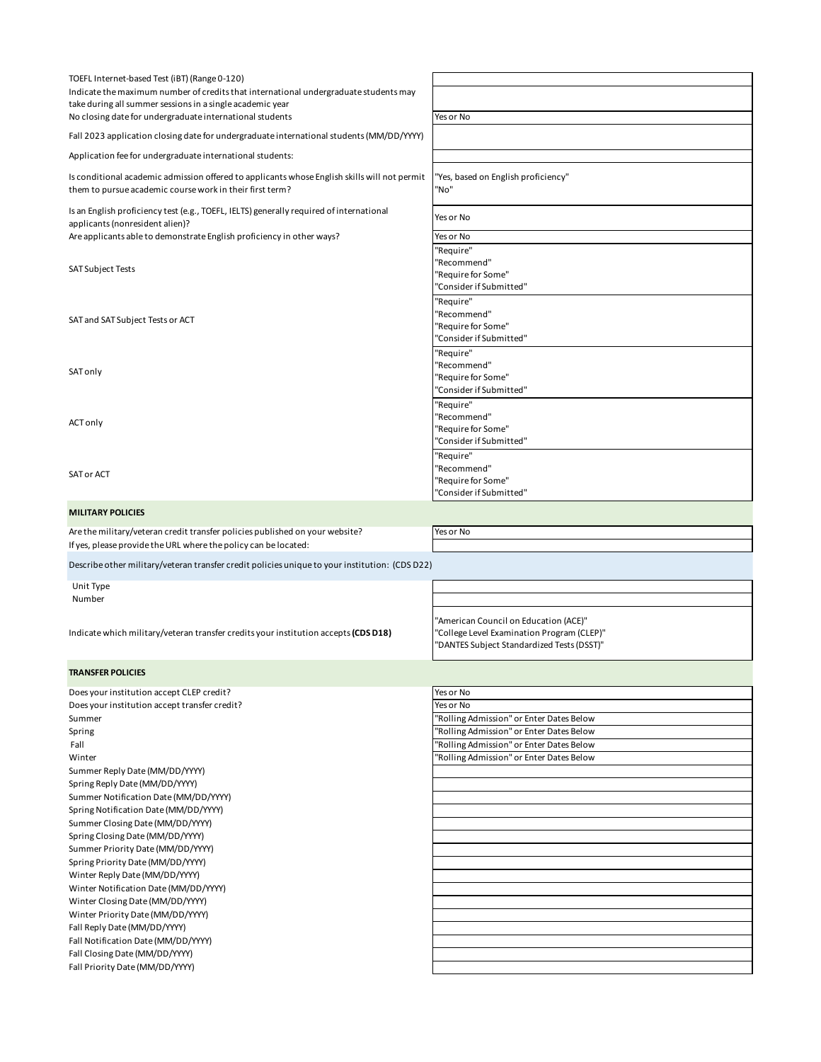| | |
|---|---|
| TOEFL Internet-based Test (iBT) (Range 0-120) | |
| Indicate the maximum number of credits that international undergraduate students may take during all summer sessions in a single academic year | |
| No closing date for undergraduate international students | Yes or No |
| Fall 2023 application closing date for undergraduate international students (MM/DD/YYYY) | |
| Application fee for undergraduate international students: | |
| Is conditional academic admission offered to applicants whose English skills will not permit them to pursue academic course work in their first term? | "Yes, based on English proficiency"<br>"No" |
| Is an English proficiency test (e.g., TOEFL, IELTS) generally required of international applicants (nonresident alien)? | Yes or No |
| Are applicants able to demonstrate English proficiency in other ways? | Yes or No |
| SAT Subject Tests | "Require"<br>"Recommend"<br>"Require for Some"<br>"Consider if Submitted" |
| SAT and SAT Subject Tests or ACT | "Require"<br>"Recommend"<br>"Require for Some"<br>"Consider if Submitted" |
| SAT only | "Require"<br>"Recommend"<br>"Require for Some"<br>"Consider if Submitted" |
| ACT only | "Require"<br>"Recommend"<br>"Require for Some"<br>"Consider if Submitted" |
| SAT or ACT | "Require"<br>"Recommend"<br>"Require for Some"<br>"Consider if Submitted" |

## MILITARY POLICIES

| | |
|---|---|
| Are the military/veteran credit transfer policies published on your website? | Yes or No |
| If yes, please provide the URL where the policy can be located: | |

Describe other military/veteran transfer credit policies unique to your institution: (CDS D22)

| | |
|---|---|
| Unit Type | |
| Number | |
| Indicate which military/veteran transfer credits your institution accepts **(CDS D18)** | "American Council on Education (ACE)"<br>"College Level Examination Program (CLEP)"<br>"DANTES Subject Standardized Tests (DSST)" |

## TRANSFER POLICIES

| | |
|---|---|
| Does your institution accept CLEP credit? | Yes or No |
| Does your institution accept transfer credit? | Yes or No |
| Summer | "Rolling Admission" or Enter Dates Below |
| Spring | "Rolling Admission" or Enter Dates Below |
| Fall | "Rolling Admission" or Enter Dates Below |
| Winter | "Rolling Admission" or Enter Dates Below |
| Summer Reply Date (MM/DD/YYYY) | |
| Spring Reply Date (MM/DD/YYYY) | |
| Summer Notification Date (MM/DD/YYYY) | |
| Spring Notification Date (MM/DD/YYYY) | |
| Summer Closing Date (MM/DD/YYYY) | |
| Spring Closing Date (MM/DD/YYYY) | |
| Summer Priority Date (MM/DD/YYYY) | |
| Spring Priority Date (MM/DD/YYYY) | |
| Winter Reply Date (MM/DD/YYYY) | |
| Winter Notification Date (MM/DD/YYYY) | |
| Winter Closing Date (MM/DD/YYYY) | |
| Winter Priority Date (MM/DD/YYYY) | |
| Fall Reply Date (MM/DD/YYYY) | |
| Fall Notification Date (MM/DD/YYYY) | |
| Fall Closing Date (MM/DD/YYYY) | |
| Fall Priority Date (MM/DD/YYYY) | |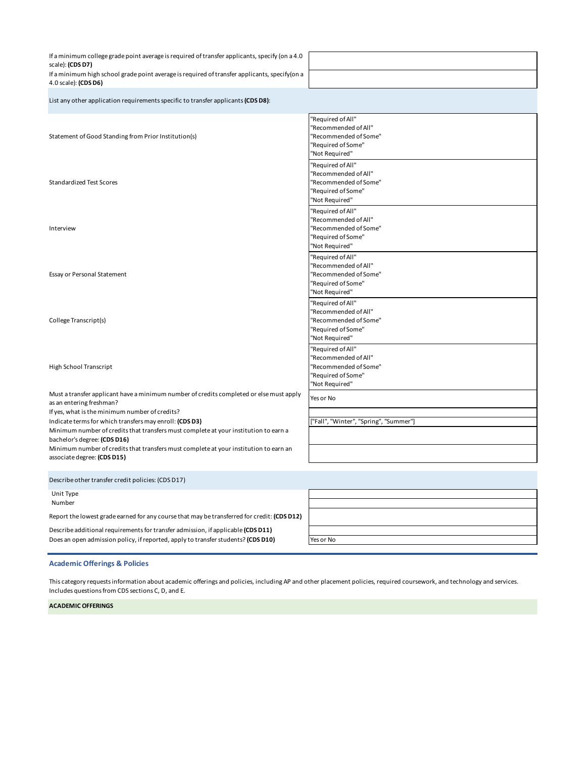| | |
|---|---|
| If a minimum college grade point average is required of transfer applicants, specify (on a 4.0 scale): **(CDS D7)** | |
| If a minimum high school grade point average is required of transfer applicants, specify(on a 4.0 scale): **(CDS D6)** | |

List any other application requirements specific to transfer applicants **(CDS D8)**:

| | |
|---|---|
| Statement of Good Standing from Prior Institution(s) | "Required of All"<br>"Recommended of All"<br>"Recommended of Some"<br>"Required of Some"<br>"Not Required" |
| Standardized Test Scores | "Required of All"<br>"Recommended of All"<br>"Recommended of Some"<br>"Required of Some"<br>"Not Required" |
| Interview | "Required of All"<br>"Recommended of All"<br>"Recommended of Some"<br>"Required of Some"<br>"Not Required" |
| Essay or Personal Statement | "Required of All"<br>"Recommended of All"<br>"Recommended of Some"<br>"Required of Some"<br>"Not Required" |
| College Transcript(s) | "Required of All"<br>"Recommended of All"<br>"Recommended of Some"<br>"Required of Some"<br>"Not Required" |
| High School Transcript | "Required of All"<br>"Recommended of All"<br>"Recommended of Some"<br>"Required of Some"<br>"Not Required" |
| Must a transfer applicant have a minimum number of credits completed or else must apply as an entering freshman? | Yes or No |
| If yes, what is the minimum number of credits? | |
| Indicate terms for which transfers may enroll: **(CDS D3)** | ["Fall", "Winter", "Spring", "Summer"] |
| Minimum number of credits that transfers must complete at your institution to earn a bachelor's degree: **(CDS D16)** | |
| Minimum number of credits that transfers must complete at your institution to earn an associate degree: **(CDS D15)** | |

Describe other transfer credit policies: (CDS D17)

| | |
|---|---|
| Unit Type | |
| Number | |
| Report the lowest grade earned for any course that may be transferred for credit: **(CDS D12)** | |
| Describe additional requirements for transfer admission, if applicable **(CDS D11)** | |
| Does an open admission policy, if reported, apply to transfer students? **(CDS D10)** | Yes or No |

## Academic Offerings & Policies

This category requests information about academic offerings and policies, including AP and other placement policies, required coursework, and technology and services. Includes questions from CDS sections C, D, and E.

**ACADEMIC OFFERINGS**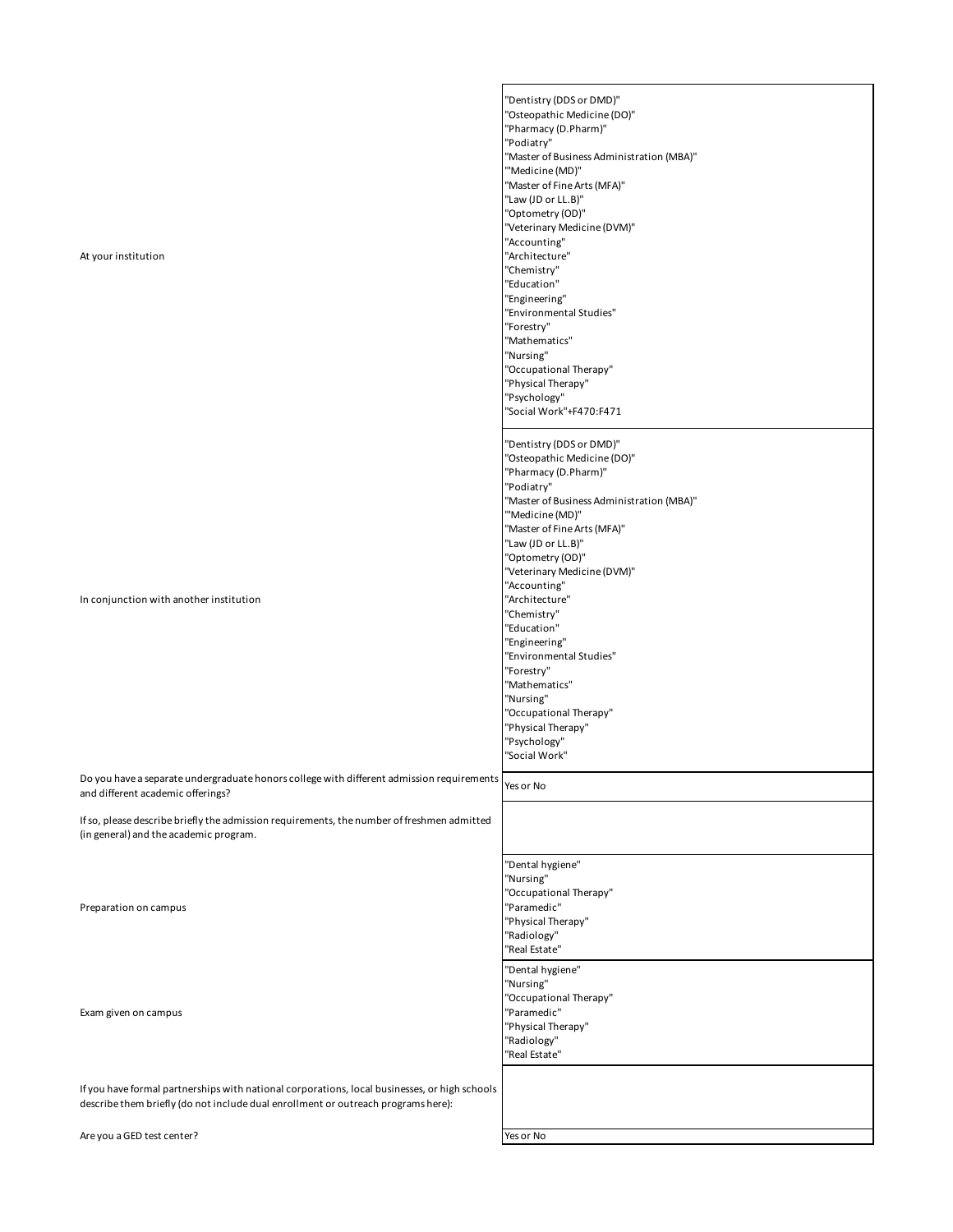| | |
|---|---|
| At your institution | "Dentistry (DDS or DMD)"<br>"Osteopathic Medicine (DO)"<br>"Pharmacy (D.Pharm)"<br>"Podiatry"<br>"Master of Business Administration (MBA)"<br>""Medicine (MD)"<br>"Master of Fine Arts (MFA)"<br>"Law (JD or LL.B)"<br>"Optometry (OD)"<br>"Veterinary Medicine (DVM)"<br>"Accounting"<br>"Architecture"<br>"Chemistry"<br>"Education"<br>"Engineering"<br>"Environmental Studies"<br>"Forestry"<br>"Mathematics"<br>"Nursing"<br>"Occupational Therapy"<br>"Physical Therapy"<br>"Psychology"<br>"Social Work"+F470:F471 |
| In conjunction with another institution | "Dentistry (DDS or DMD)"<br>"Osteopathic Medicine (DO)"<br>"Pharmacy (D.Pharm)"<br>"Podiatry"<br>"Master of Business Administration (MBA)"<br>""Medicine (MD)"<br>"Master of Fine Arts (MFA)"<br>"Law (JD or LL.B)"<br>"Optometry (OD)"<br>"Veterinary Medicine (DVM)"<br>"Accounting"<br>"Architecture"<br>"Chemistry"<br>"Education"<br>"Engineering"<br>"Environmental Studies"<br>"Forestry"<br>"Mathematics"<br>"Nursing"<br>"Occupational Therapy"<br>"Physical Therapy"<br>"Psychology"<br>"Social Work" |
| Do you have a separate undergraduate honors college with different admission requirements and different academic offerings? | Yes or No |
| If so, please describe briefly the admission requirements, the number of freshmen admitted (in general) and the academic program. | |
| Preparation on campus | "Dental hygiene"<br>"Nursing"<br>"Occupational Therapy"<br>"Paramedic"<br>"Physical Therapy"<br>"Radiology"<br>"Real Estate" |
| Exam given on campus | "Dental hygiene"<br>"Nursing"<br>"Occupational Therapy"<br>"Paramedic"<br>"Physical Therapy"<br>"Radiology"<br>"Real Estate" |
| If you have formal partnerships with national corporations, local businesses, or high schools describe them briefly (do not include dual enrollment or outreach programs here): | |
| Are you a GED test center? | Yes or No |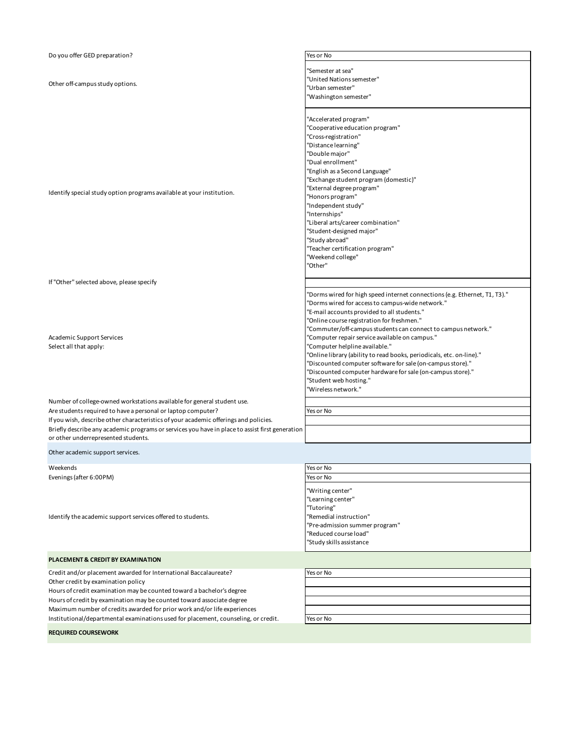| Question | Response |
| --- | --- |
| Do you offer GED preparation? | Yes or No |
| Other off-campus study options. | "Semester at sea"<br>"United Nations semester"<br>"Urban semester"<br>"Washington semester" |
| Identify special study option programs available at your institution. | "Accelerated program"<br>"Cooperative education program"<br>"Cross-registration"<br>"Distance learning"<br>"Double major"<br>"Dual enrollment"<br>"English as a Second Language"<br>"Exchange student program (domestic)"<br>"External degree program"<br>"Honors program"<br>"Independent study"<br>"Internships"<br>"Liberal arts/career combination"<br>"Student-designed major"<br>"Study abroad"<br>"Teacher certification program"<br>"Weekend college"<br>"Other" |
| If "Other" selected above, please specify | |
| Academic Support Services<br>Select all that apply: | "Dorms wired for high speed internet connections (e.g. Ethernet, T1, T3)."<br>"Dorms wired for access to campus-wide network."<br>"E-mail accounts provided to all students."<br>"Online course registration for freshmen."<br>"Commuter/off-campus students can connect to campus network."<br>"Computer repair service available on campus."<br>"Computer helpline available."<br>"Online library (ability to read books, periodicals, etc. on-line)."<br>"Discounted computer software for sale (on-campus store)."<br>"Discounted computer hardware for sale (on-campus store)."<br>"Student web hosting."<br>"Wireless network." |
| Number of college-owned workstations available for general student use. | |
| Are students required to have a personal or laptop computer? | Yes or No |
| If you wish, describe other characteristics of your academic offerings and policies. | |
| Briefly describe any academic programs or services you have in place to assist first generation or other underrepresented students. | |

Other academic support services.

| Question | Response |
| --- | --- |
| Weekends | Yes or No |
| Evenings (after 6:00PM) | Yes or No |
| Identify the academic support services offered to students. | "Writing center"<br>"Learning center"<br>"Tutoring"<br>"Remedial instruction"<br>"Pre-admission summer program"<br>"Reduced course load"<br>"Study skills assistance |

**PLACEMENT & CREDIT BY EXAMINATION**

| Question | Response |
| --- | --- |
| Credit and/or placement awarded for International Baccalaureate? | Yes or No |
| Other credit by examination policy | |
| Hours of credit examination may be counted toward a bachelor's degree | |
| Hours of credit by examination may be counted toward associate degree | |
| Maximum number of credits awarded for prior work and/or life experiences | |
| Institutional/departmental examinations used for placement, counseling, or credit. | Yes or No |

**REQUIRED COURSEWORK**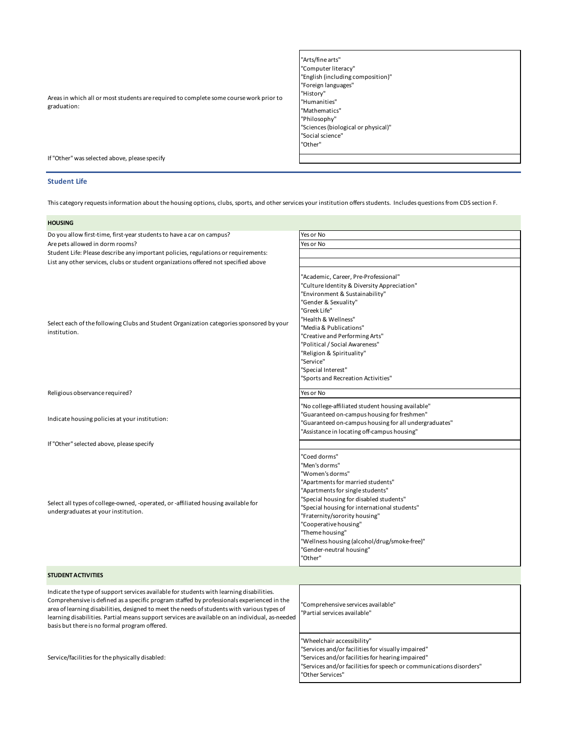| | |
|---|---|
| Areas in which all or most students are required to complete some course work prior to graduation: | "Arts/fine arts"<br>"Computer literacy"<br>"English (including composition)"<br>"Foreign languages"<br>"History"<br>"Humanities"<br>"Mathematics"<br>"Philosophy"<br>"Sciences (biological or physical)"<br>"Social science"<br>"Other" |
| If "Other" was selected above, please specify | |

## Student Life

This category requests information about the housing options, clubs, sports, and other services your institution offers students. Includes questions from CDS section F.

| **HOUSING** | |
|---|---|
| Do you allow first-time, first-year students to have a car on campus? | Yes or No |
| Are pets allowed in dorm rooms? | Yes or No |
| Student Life: Please describe any important policies, regulations or requirements: | |
| List any other services, clubs or student organizations offered not specified above | |
| Select each of the following Clubs and Student Organization categories sponsored by your institution. | "Academic, Career, Pre-Professional"<br>"Culture Identity & Diversity Appreciation"<br>"Environment & Sustainability"<br>"Gender & Sexuality"<br>"Greek Life"<br>"Health & Wellness"<br>"Media & Publications"<br>"Creative and Performing Arts"<br>"Political / Social Awareness"<br>"Religion & Spirituality"<br>"Service"<br>"Special Interest"<br>"Sports and Recreation Activities" |
| Religious observance required? | Yes or No |
| Indicate housing policies at your institution: | "No college-affiliated student housing available"<br>"Guaranteed on-campus housing for freshmen"<br>"Guaranteed on-campus housing for all undergraduates"<br>"Assistance in locating off-campus housing" |
| If "Other" selected above, please specify | |
| Select all types of college-owned, -operated, or -affiliated housing available for undergraduates at your institution. | "Coed dorms"<br>"Men's dorms"<br>"Women's dorms"<br>"Apartments for married students"<br>"Apartments for single students"<br>"Special housing for disabled students"<br>"Special housing for international students"<br>"Fraternity/sorority housing"<br>"Cooperative housing"<br>"Theme housing"<br>"Wellness housing (alcohol/drug/smoke-free)"<br>"Gender-neutral housing"<br>"Other" |

| **STUDENT ACTIVITIES** | |
|---|---|
| Indicate the type of support services available for students with learning disabilities. Comprehensive is defined as a specific program staffed by professionals experienced in the area of learning disabilities, designed to meet the needs of students with various types of learning disabilities. Partial means support services are available on an individual, as-needed basis but there is no formal program offered. | "Comprehensive services available"<br>"Partial services available" |
| Service/facilities for the physically disabled: | "Wheelchair accessibility"<br>"Services and/or facilities for visually impaired"<br>"Services and/or facilities for hearing impaired"<br>"Services and/or facilities for speech or communications disorders"<br>"Other Services" |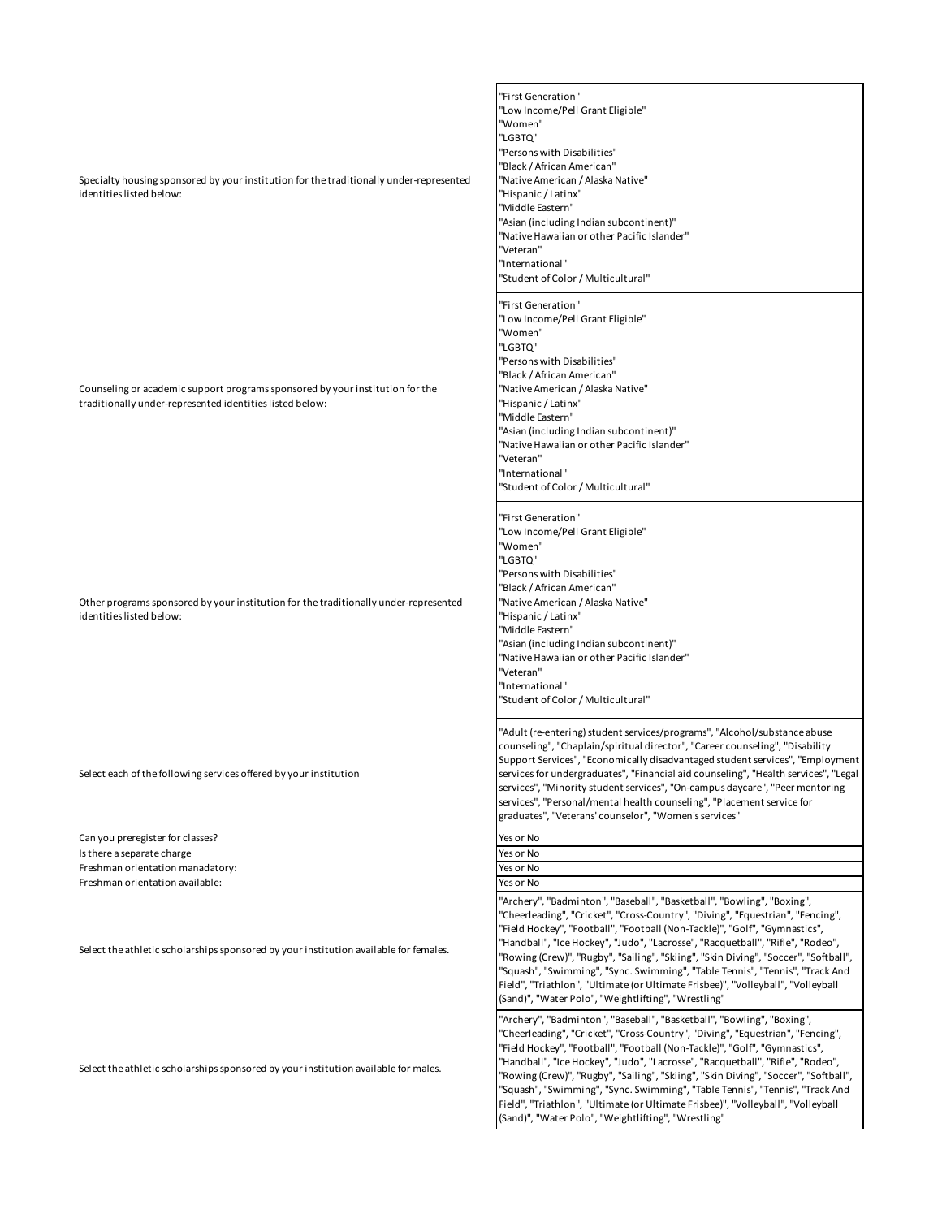| | |
|---|---|
| Specialty housing sponsored by your institution for the traditionally under-represented identities listed below: | "First Generation"<br>"Low Income/Pell Grant Eligible"<br>"Women"<br>"LGBTQ"<br>"Persons with Disabilities"<br>"Black / African American"<br>"Native American / Alaska Native"<br>"Hispanic / Latinx"<br>"Middle Eastern"<br>"Asian (including Indian subcontinent)"<br>"Native Hawaiian or other Pacific Islander"<br>"Veteran"<br>"International"<br>"Student of Color / Multicultural" |
| Counseling or academic support programs sponsored by your institution for the traditionally under-represented identities listed below: | "First Generation"<br>"Low Income/Pell Grant Eligible"<br>"Women"<br>"LGBTQ"<br>"Persons with Disabilities"<br>"Black / African American"<br>"Native American / Alaska Native"<br>"Hispanic / Latinx"<br>"Middle Eastern"<br>"Asian (including Indian subcontinent)"<br>"Native Hawaiian or other Pacific Islander"<br>"Veteran"<br>"International"<br>"Student of Color / Multicultural" |
| Other programs sponsored by your institution for the traditionally under-represented identities listed below: | "First Generation"<br>"Low Income/Pell Grant Eligible"<br>"Women"<br>"LGBTQ"<br>"Persons with Disabilities"<br>"Black / African American"<br>"Native American / Alaska Native"<br>"Hispanic / Latinx"<br>"Middle Eastern"<br>"Asian (including Indian subcontinent)"<br>"Native Hawaiian or other Pacific Islander"<br>"Veteran"<br>"International"<br>"Student of Color / Multicultural" |
| Select each of the following services offered by your institution | "Adult (re-entering) student services/programs", "Alcohol/substance abuse counseling", "Chaplain/spiritual director", "Career counseling", "Disability Support Services", "Economically disadvantaged student services", "Employment services for undergraduates", "Financial aid counseling", "Health services", "Legal services", "Minority student services", "On-campus daycare", "Peer mentoring services", "Personal/mental health counseling", "Placement service for graduates", "Veterans' counselor", "Women's services" |
| Can you preregister for classes? | Yes or No |
| Is there a separate charge | Yes or No |
| Freshman orientation manadatory: | Yes or No |
| Freshman orientation available: | Yes or No |
| Select the athletic scholarships sponsored by your institution available for females. | "Archery", "Badminton", "Baseball", "Basketball", "Bowling", "Boxing", "Cheerleading", "Cricket", "Cross-Country", "Diving", "Equestrian", "Fencing", "Field Hockey", "Football", "Football (Non-Tackle)", "Golf", "Gymnastics", "Handball", "Ice Hockey", "Judo", "Lacrosse", "Racquetball", "Rifle", "Rodeo", "Rowing (Crew)", "Rugby", "Sailing", "Skiing", "Skin Diving", "Soccer", "Softball", "Squash", "Swimming", "Sync. Swimming", "Table Tennis", "Tennis", "Track And Field", "Triathlon", "Ultimate (or Ultimate Frisbee)", "Volleyball", "Volleyball (Sand)", "Water Polo", "Weightlifting", "Wrestling" |
| Select the athletic scholarships sponsored by your institution available for males. | "Archery", "Badminton", "Baseball", "Basketball", "Bowling", "Boxing", "Cheerleading", "Cricket", "Cross-Country", "Diving", "Equestrian", "Fencing", "Field Hockey", "Football", "Football (Non-Tackle)", "Golf", "Gymnastics", "Handball", "Ice Hockey", "Judo", "Lacrosse", "Racquetball", "Rifle", "Rodeo", "Rowing (Crew)", "Rugby", "Sailing", "Skiing", "Skin Diving", "Soccer", "Softball", "Squash", "Swimming", "Sync. Swimming", "Table Tennis", "Tennis", "Track And Field", "Triathlon", "Ultimate (or Ultimate Frisbee)", "Volleyball", "Volleyball (Sand)", "Water Polo", "Weightlifting", "Wrestling" |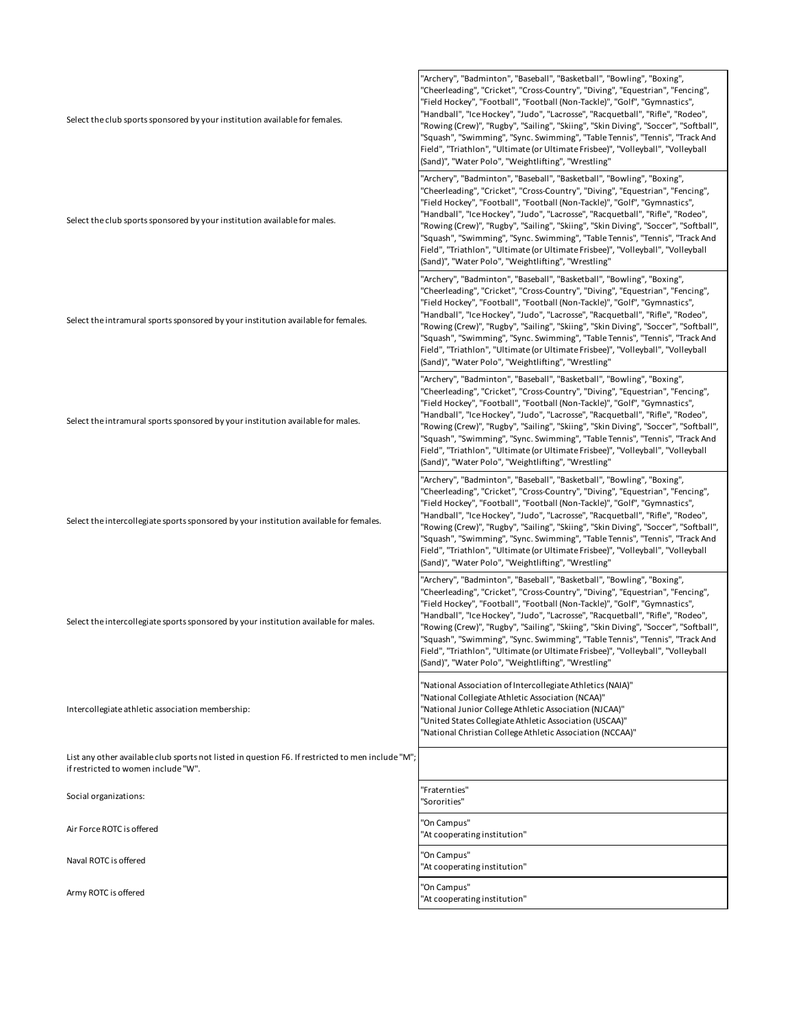| | |
|---|---|
| Select the club sports sponsored by your institution available for females. | "Archery", "Badminton", "Baseball", "Basketball", "Bowling", "Boxing", "Cheerleading", "Cricket", "Cross-Country", "Diving", "Equestrian", "Fencing", "Field Hockey", "Football", "Football (Non-Tackle)", "Golf", "Gymnastics", "Handball", "Ice Hockey", "Judo", "Lacrosse", "Racquetball", "Rifle", "Rodeo", "Rowing (Crew)", "Rugby", "Sailing", "Skiing", "Skin Diving", "Soccer", "Softball", "Squash", "Swimming", "Sync. Swimming", "Table Tennis", "Tennis", "Track And Field", "Triathlon", "Ultimate (or Ultimate Frisbee)", "Volleyball", "Volleyball (Sand)", "Water Polo", "Weightlifting", "Wrestling" |
| Select the club sports sponsored by your institution available for males. | "Archery", "Badminton", "Baseball", "Basketball", "Bowling", "Boxing", "Cheerleading", "Cricket", "Cross-Country", "Diving", "Equestrian", "Fencing", "Field Hockey", "Football", "Football (Non-Tackle)", "Golf", "Gymnastics", "Handball", "Ice Hockey", "Judo", "Lacrosse", "Racquetball", "Rifle", "Rodeo", "Rowing (Crew)", "Rugby", "Sailing", "Skiing", "Skin Diving", "Soccer", "Softball", "Squash", "Swimming", "Sync. Swimming", "Table Tennis", "Tennis", "Track And Field", "Triathlon", "Ultimate (or Ultimate Frisbee)", "Volleyball", "Volleyball (Sand)", "Water Polo", "Weightlifting", "Wrestling" |
| Select the intramural sports sponsored by your institution available for females. | "Archery", "Badminton", "Baseball", "Basketball", "Bowling", "Boxing", "Cheerleading", "Cricket", "Cross-Country", "Diving", "Equestrian", "Fencing", "Field Hockey", "Football", "Football (Non-Tackle)", "Golf", "Gymnastics", "Handball", "Ice Hockey", "Judo", "Lacrosse", "Racquetball", "Rifle", "Rodeo", "Rowing (Crew)", "Rugby", "Sailing", "Skiing", "Skin Diving", "Soccer", "Softball", "Squash", "Swimming", "Sync. Swimming", "Table Tennis", "Tennis", "Track And Field", "Triathlon", "Ultimate (or Ultimate Frisbee)", "Volleyball", "Volleyball (Sand)", "Water Polo", "Weightlifting", "Wrestling" |
| Select the intramural sports sponsored by your institution available for males. | "Archery", "Badminton", "Baseball", "Basketball", "Bowling", "Boxing", "Cheerleading", "Cricket", "Cross-Country", "Diving", "Equestrian", "Fencing", "Field Hockey", "Football", "Football (Non-Tackle)", "Golf", "Gymnastics", "Handball", "Ice Hockey", "Judo", "Lacrosse", "Racquetball", "Rifle", "Rodeo", "Rowing (Crew)", "Rugby", "Sailing", "Skiing", "Skin Diving", "Soccer", "Softball", "Squash", "Swimming", "Sync. Swimming", "Table Tennis", "Tennis", "Track And Field", "Triathlon", "Ultimate (or Ultimate Frisbee)", "Volleyball", "Volleyball (Sand)", "Water Polo", "Weightlifting", "Wrestling" |
| Select the intercollegiate sports sponsored by your institution available for females. | "Archery", "Badminton", "Baseball", "Basketball", "Bowling", "Boxing", "Cheerleading", "Cricket", "Cross-Country", "Diving", "Equestrian", "Fencing", "Field Hockey", "Football", "Football (Non-Tackle)", "Golf", "Gymnastics", "Handball", "Ice Hockey", "Judo", "Lacrosse", "Racquetball", "Rifle", "Rodeo", "Rowing (Crew)", "Rugby", "Sailing", "Skiing", "Skin Diving", "Soccer", "Softball", "Squash", "Swimming", "Sync. Swimming", "Table Tennis", "Tennis", "Track And Field", "Triathlon", "Ultimate (or Ultimate Frisbee)", "Volleyball", "Volleyball (Sand)", "Water Polo", "Weightlifting", "Wrestling" |
| Select the intercollegiate sports sponsored by your institution available for males. | "Archery", "Badminton", "Baseball", "Basketball", "Bowling", "Boxing", "Cheerleading", "Cricket", "Cross-Country", "Diving", "Equestrian", "Fencing", "Field Hockey", "Football", "Football (Non-Tackle)", "Golf", "Gymnastics", "Handball", "Ice Hockey", "Judo", "Lacrosse", "Racquetball", "Rifle", "Rodeo", "Rowing (Crew)", "Rugby", "Sailing", "Skiing", "Skin Diving", "Soccer", "Softball", "Squash", "Swimming", "Sync. Swimming", "Table Tennis", "Tennis", "Track And Field", "Triathlon", "Ultimate (or Ultimate Frisbee)", "Volleyball", "Volleyball (Sand)", "Water Polo", "Weightlifting", "Wrestling" |
| Intercollegiate athletic association membership: | "National Association of Intercollegiate Athletics (NAIA)"<br>"National Collegiate Athletic Association (NCAA)"<br>"National Junior College Athletic Association (NJCAA)"<br>"United States Collegiate Athletic Association (USCAA)"<br>"National Christian College Athletic Association (NCCAA)" |
| List any other available club sports not listed in question F6. If restricted to men include "M"; if restricted to women include "W". | |
| Social organizations: | "Fraternties"<br>"Sororities" |
| Air Force ROTC is offered | "On Campus"<br>"At cooperating institution" |
| Naval ROTC is offered | "On Campus"<br>"At cooperating institution" |
| Army ROTC is offered | "On Campus"<br>"At cooperating institution" |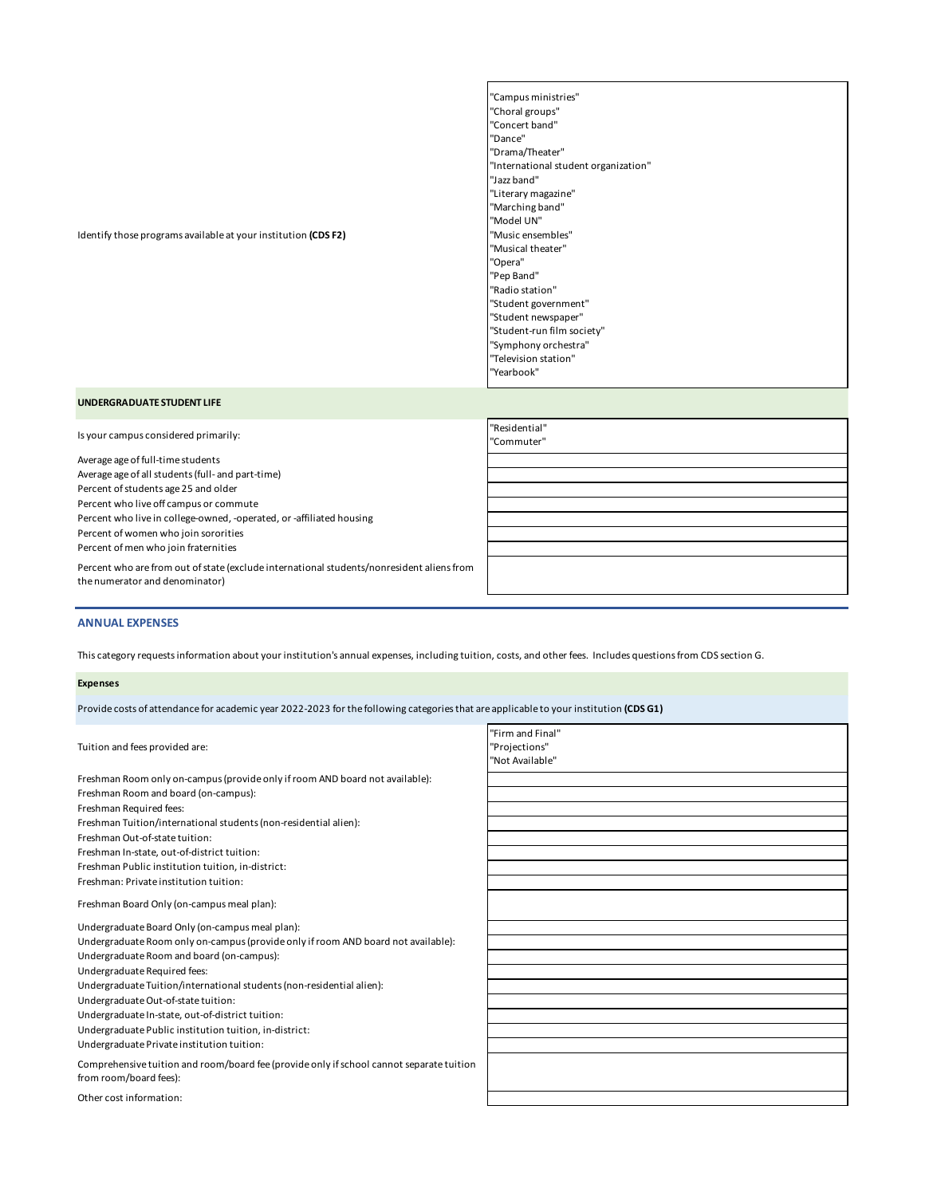| | |
|---|---|
| Identify those programs available at your institution **(CDS F2)** | "Campus ministries"<br>"Choral groups"<br>"Concert band"<br>"Dance"<br>"Drama/Theater"<br>"International student organization"<br>"Jazz band"<br>"Literary magazine"<br>"Marching band"<br>"Model UN"<br>"Music ensembles"<br>"Musical theater"<br>"Opera"<br>"Pep Band"<br>"Radio station"<br>"Student government"<br>"Student newspaper"<br>"Student-run film society"<br>"Symphony orchestra"<br>"Television station"<br>"Yearbook" |

**UNDERGRADUATE STUDENT LIFE**

| | |
|---|---|
| Is your campus considered primarily: | "Residential"<br>"Commuter" |
| Average age of full-time students | |
| Average age of all students (full- and part-time) | |
| Percent of students age 25 and older | |
| Percent who live off campus or commute | |
| Percent who live in college-owned, -operated, or -affiliated housing | |
| Percent of women who join sororities | |
| Percent of men who join fraternities | |
| Percent who are from out of state (exclude international students/nonresident aliens from the numerator and denominator) | |

## ANNUAL EXPENSES

This category requests information about your institution's annual expenses, including tuition, costs, and other fees. Includes questions from CDS section G.

**Expenses**

Provide costs of attendance for academic year 2022-2023 for the following categories that are applicable to your institution **(CDS G1)**

| | |
|---|---|
| Tuition and fees provided are: | "Firm and Final"<br>"Projections"<br>"Not Available" |
| Freshman Room only on-campus (provide only if room AND board not available): | |
| Freshman Room and board (on-campus): | |
| Freshman Required fees: | |
| Freshman Tuition/international students (non-residential alien): | |
| Freshman Out-of-state tuition: | |
| Freshman In-state, out-of-district tuition: | |
| Freshman Public institution tuition, in-district: | |
| Freshman: Private institution tuition: | |
| Freshman Board Only (on-campus meal plan): | |
| Undergraduate Board Only (on-campus meal plan): | |
| Undergraduate Room only on-campus (provide only if room AND board not available): | |
| Undergraduate Room and board (on-campus): | |
| Undergraduate Required fees: | |
| Undergraduate Tuition/international students (non-residential alien): | |
| Undergraduate Out-of-state tuition: | |
| Undergraduate In-state, out-of-district tuition: | |
| Undergraduate Public institution tuition, in-district: | |
| Undergraduate Private institution tuition: | |
| Comprehensive tuition and room/board fee (provide only if school cannot separate tuition from room/board fees): | |
| Other cost information: | |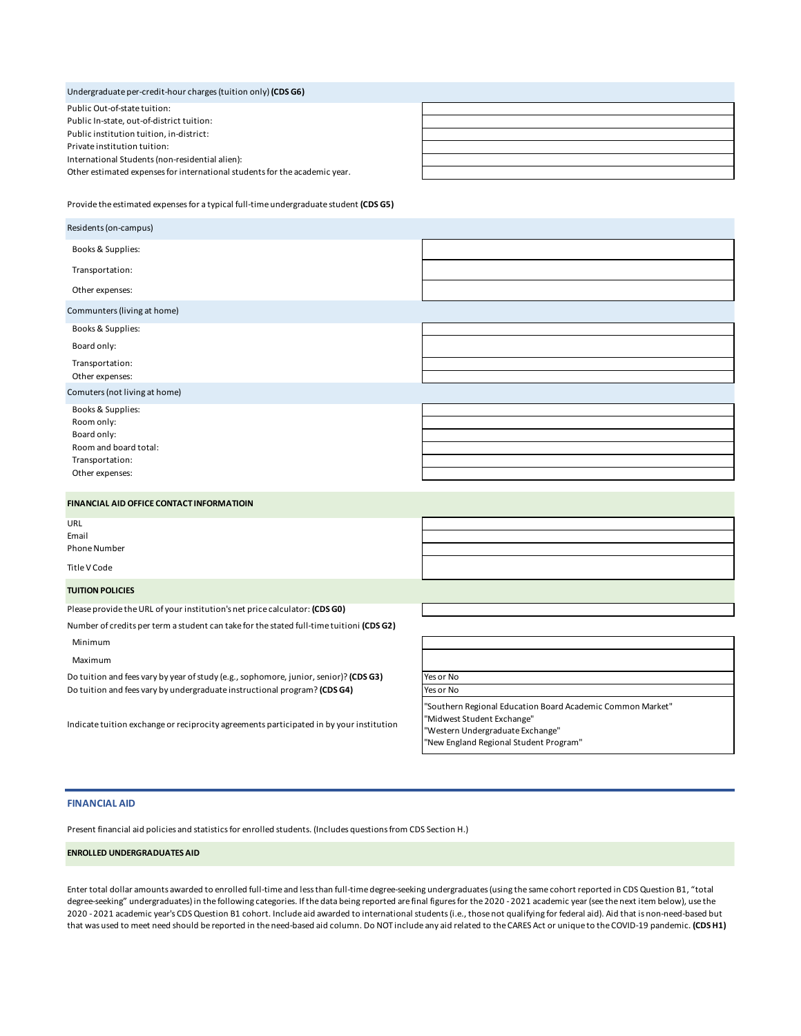| Undergraduate per-credit-hour charges (tuition only) **(CDS G6)** | |
|---|---|
| Public Out-of-state tuition: | |
| Public In-state, out-of-district tuition: | |
| Public institution tuition, in-district: | |
| Private institution tuition: | |
| International Students (non-residential alien): | |
| Other estimated expenses for international students for the academic year. | |

Provide the estimated expenses for a typical full-time undergraduate student **(CDS G5)**

| Residents (on-campus) | |
|---|---|
| Books & Supplies: | |
| Transportation: | |
| Other expenses: | |
| Communters (living at home) | |
| Books & Supplies: | |
| Board only: | |
| Transportation: | |
| Other expenses: | |
| Comuters (not living at home) | |
| Books & Supplies: | |
| Room only: | |
| Board only: | |
| Room and board total: | |
| Transportation: | |
| Other expenses: | |

| **FINANCIAL AID OFFICE CONTACT INFORMATIOIN** | |
|---|---|
| URL | |
| Email | |
| Phone Number | |
| Title V Code | |

| **TUITION POLICIES** | |
|---|---|
| Please provide the URL of your institution's net price calculator: **(CDS G0)** | |
| Number of credits per term a student can take for the stated full-time tuitioni **(CDS G2)** | |
| Minimum | |
| Maximum | |
| Do tuition and fees vary by year of study (e.g., sophomore, junior, senior)? **(CDS G3)** | Yes or No |
| Do tuition and fees vary by undergraduate instructional program? **(CDS G4)** | Yes or No |
| Indicate tuition exchange or reciprocity agreements participated in by your institution | "Southern Regional Education Board Academic Common Market"<br>"Midwest Student Exchange"<br>"Western Undergraduate Exchange"<br>"New England Regional Student Program" |

## FINANCIAL AID

Present financial aid policies and statistics for enrolled students. (Includes questions from CDS Section H.)

**ENROLLED UNDERGRADUATES AID**

Enter total dollar amounts awarded to enrolled full-time and less than full-time degree-seeking undergraduates (using the same cohort reported in CDS Question B1, "total degree-seeking" undergraduates) in the following categories. If the data being reported are final figures for the 2020 - 2021 academic year (see the next item below), use the 2020 - 2021 academic year's CDS Question B1 cohort. Include aid awarded to international students (i.e., those not qualifying for federal aid). Aid that is non-need-based but that was used to meet need should be reported in the need-based aid column. Do NOT include any aid related to the CARES Act or unique to the COVID-19 pandemic. **(CDS H1)**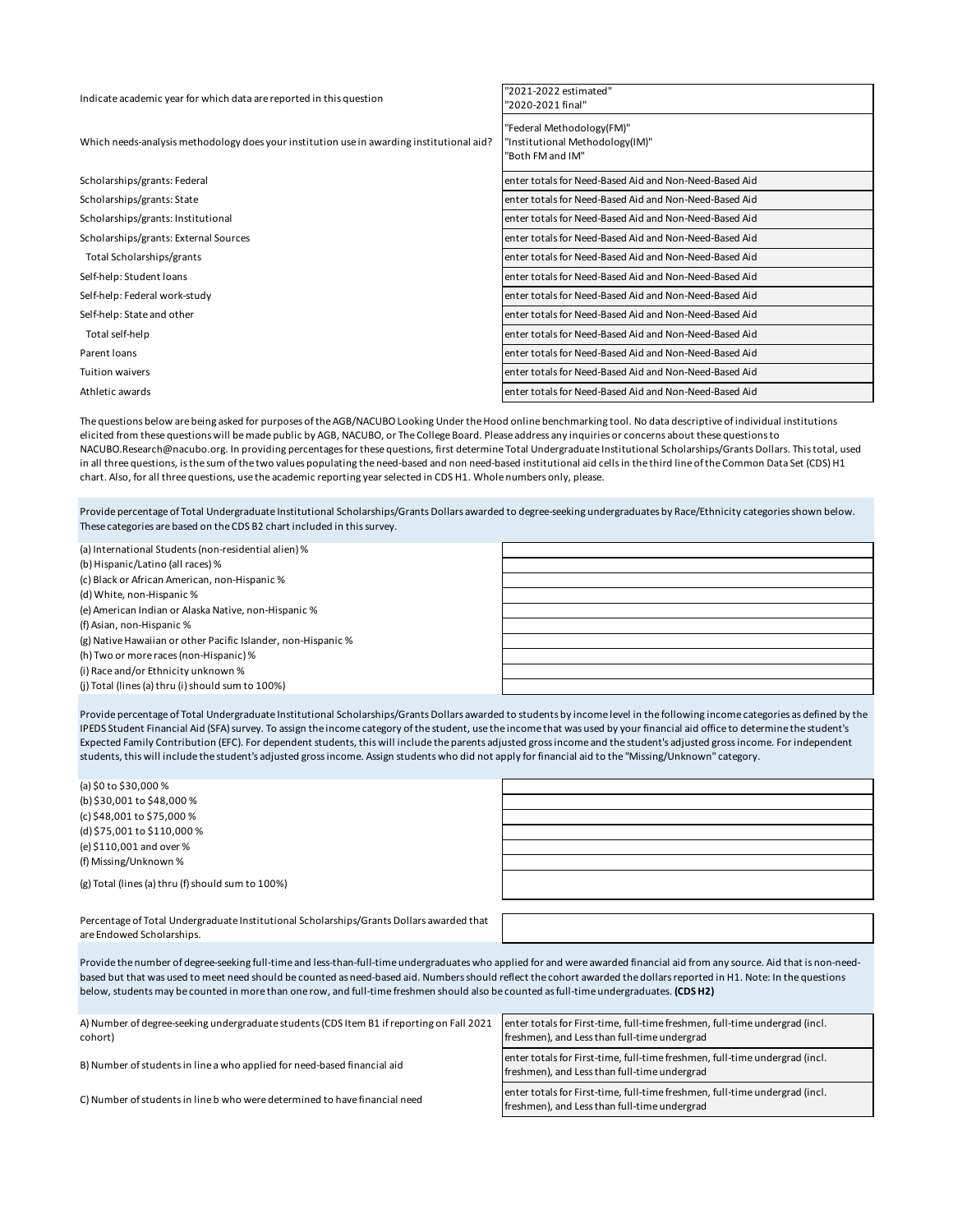| | |
|---|---|
| Indicate academic year for which data are reported in this question | "2021-2022 estimated"<br>"2020-2021 final" |
| Which needs-analysis methodology does your institution use in awarding institutional aid? | "Federal Methodology(FM)"<br>"Institutional Methodology(IM)"<br>"Both FM and IM" |
| Scholarships/grants: Federal | enter totals for Need-Based Aid and Non-Need-Based Aid |
| Scholarships/grants: State | enter totals for Need-Based Aid and Non-Need-Based Aid |
| Scholarships/grants: Institutional | enter totals for Need-Based Aid and Non-Need-Based Aid |
| Scholarships/grants: External Sources | enter totals for Need-Based Aid and Non-Need-Based Aid |
| Total Scholarships/grants | enter totals for Need-Based Aid and Non-Need-Based Aid |
| Self-help: Student loans | enter totals for Need-Based Aid and Non-Need-Based Aid |
| Self-help: Federal work-study | enter totals for Need-Based Aid and Non-Need-Based Aid |
| Self-help: State and other | enter totals for Need-Based Aid and Non-Need-Based Aid |
| Total self-help | enter totals for Need-Based Aid and Non-Need-Based Aid |
| Parent loans | enter totals for Need-Based Aid and Non-Need-Based Aid |
| Tuition waivers | enter totals for Need-Based Aid and Non-Need-Based Aid |
| Athletic awards | enter totals for Need-Based Aid and Non-Need-Based Aid |

The questions below are being asked for purposes of the AGB/NACUBO Looking Under the Hood online benchmarking tool. No data descriptive of individual institutions elicited from these questions will be made public by AGB, NACUBO, or The College Board. Please address any inquiries or concerns about these questions to NACUBO.Research@nacubo.org. In providing percentages for these questions, first determine Total Undergraduate Institutional Scholarships/Grants Dollars. This total, used in all three questions, is the sum of the two values populating the need-based and non need-based institutional aid cells in the third line of the Common Data Set (CDS) H1 chart. Also, for all three questions, use the academic reporting year selected in CDS H1. Whole numbers only, please.

Provide percentage of Total Undergraduate Institutional Scholarships/Grants Dollars awarded to degree-seeking undergraduates by Race/Ethnicity categories shown below. These categories are based on the CDS B2 chart included in this survey.

| | |
|---|---|
| (a) International Students (non-residential alien) % | |
| (b) Hispanic/Latino (all races) % | |
| (c) Black or African American, non-Hispanic % | |
| (d) White, non-Hispanic % | |
| (e) American Indian or Alaska Native, non-Hispanic % | |
| (f) Asian, non-Hispanic % | |
| (g) Native Hawaiian or other Pacific Islander, non-Hispanic % | |
| (h) Two or more races (non-Hispanic) % | |
| (i) Race and/or Ethnicity unknown % | |
| (j) Total (lines (a) thru (i) should sum to 100%) | |

Provide percentage of Total Undergraduate Institutional Scholarships/Grants Dollars awarded to students by income level in the following income categories as defined by the IPEDS Student Financial Aid (SFA) survey. To assign the income category of the student, use the income that was used by your financial aid office to determine the student's Expected Family Contribution (EFC). For dependent students, this will include the parents adjusted gross income and the student's adjusted gross income. For independent students, this will include the student's adjusted gross income. Assign students who did not apply for financial aid to the "Missing/Unknown" category.

| | |
|---|---|
| (a) $0 to $30,000 % | |
| (b) $30,001 to $48,000 % | |
| (c) $48,001 to $75,000 % | |
| (d) $75,001 to $110,000 % | |
| (e) $110,001 and over % | |
| (f) Missing/Unknown % | |
| (g) Total (lines (a) thru (f) should sum to 100%) | |

| | |
|---|---|
| Percentage of Total Undergraduate Institutional Scholarships/Grants Dollars awarded that are Endowed Scholarships. | |

Provide the number of degree-seeking full-time and less-than-full-time undergraduates who applied for and were awarded financial aid from any source. Aid that is non-need-based but that was used to meet need should be counted as need-based aid. Numbers should reflect the cohort awarded the dollars reported in H1. Note: In the questions below, students may be counted in more than one row, and full-time freshmen should also be counted as full-time undergraduates. **(CDS H2)**

| | |
|---|---|
| A) Number of degree-seeking undergraduate students (CDS Item B1 if reporting on Fall 2021 cohort) | enter totals for First-time, full-time freshmen, full-time undergrad (incl. freshmen), and Less than full-time undergrad |
| B) Number of students in line a who applied for need-based financial aid | enter totals for First-time, full-time freshmen, full-time undergrad (incl. freshmen), and Less than full-time undergrad |
| C) Number of students in line b who were determined to have financial need | enter totals for First-time, full-time freshmen, full-time undergrad (incl. freshmen), and Less than full-time undergrad |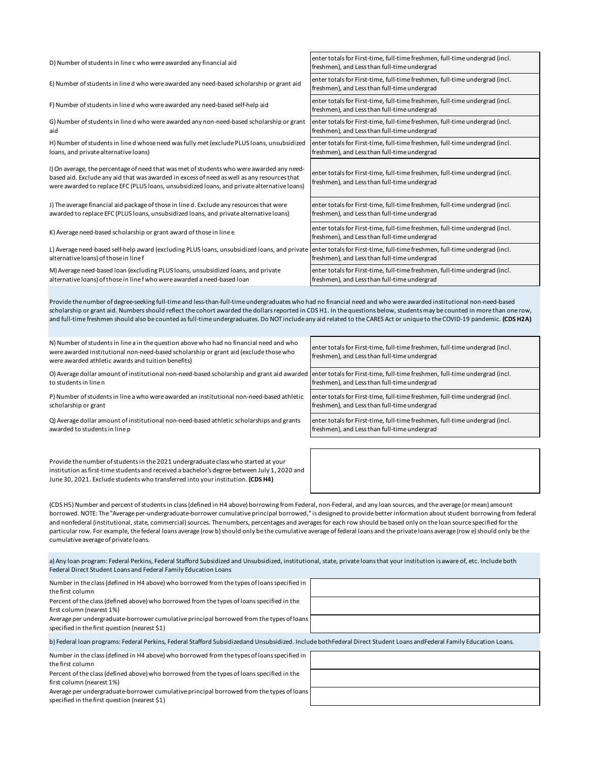| | |
|---|---|
| D) Number of students in line c who were awarded any financial aid | enter totals for First-time, full-time freshmen, full-time undergrad (incl. freshmen), and Less than full-time undergrad |
| E) Number of students in line d who were awarded any need-based scholarship or grant aid | enter totals for First-time, full-time freshmen, full-time undergrad (incl. freshmen), and Less than full-time undergrad |
| F) Number of students in line d who were awarded any need-based self-help aid | enter totals for First-time, full-time freshmen, full-time undergrad (incl. freshmen), and Less than full-time undergrad |
| G) Number of students in line d who were awarded any non-need-based scholarship or grant aid | enter totals for First-time, full-time freshmen, full-time undergrad (incl. freshmen), and Less than full-time undergrad |
| H) Number of students in line d whose need was fully met (exclude PLUS loans, unsubsidized loans, and private alternative loans) | enter totals for First-time, full-time freshmen, full-time undergrad (incl. freshmen), and Less than full-time undergrad |
| I) On average, the percentage of need that was met of students who were awarded any need-based aid. Exclude any aid that was awarded in excess of need as well as any resources that were awarded to replace EFC (PLUS loans, unsubsidized loans, and private alternative loans) | enter totals for First-time, full-time freshmen, full-time undergrad (incl. freshmen), and Less than full-time undergrad |
| J) The average financial aid package of those in line d. Exclude any resources that were awarded to replace EFC (PLUS loans, unsubsidized loans, and private alternative loans) | enter totals for First-time, full-time freshmen, full-time undergrad (incl. freshmen), and Less than full-time undergrad |
| K) Average need-based scholarship or grant award of those in line e | enter totals for First-time, full-time freshmen, full-time undergrad (incl. freshmen), and Less than full-time undergrad |
| L) Average need-based self-help award (excluding PLUS loans, unsubsidized loans, and private alternative loans) of those in line f | enter totals for First-time, full-time freshmen, full-time undergrad (incl. freshmen), and Less than full-time undergrad |
| M) Average need-based loan (excluding PLUS loans, unsubsidized loans, and private alternative loans) of those in line f who were awarded a need-based loan | enter totals for First-time, full-time freshmen, full-time undergrad (incl. freshmen), and Less than full-time undergrad |

Provide the number of degree-seeking full-time and less-than-full-time undergraduates who had no financial need and who were awarded institutional non-need-based scholarship or grant aid. Numbers should reflect the cohort awarded the dollars reported in CDS H1. In the questions below, students may be counted in more than one row, and full-time freshmen should also be counted as full-time undergraduates. Do NOT include any aid related to the CARES Act or unique to the COVID-19 pandemic. **(CDS H2A)**

| | |
|---|---|
| N) Number of students in line a in the question above who had no financial need and who were awarded institutional non-need-based scholarship or grant aid (exclude those who were awarded athletic awards and tuition benefits) | enter totals for First-time, full-time freshmen, full-time undergrad (incl. freshmen), and Less than full-time undergrad |
| O) Average dollar amount of institutional non-need-based scholarship and grant aid awarded to students in line n | enter totals for First-time, full-time freshmen, full-time undergrad (incl. freshmen), and Less than full-time undergrad |
| P) Number of students in line a who were awarded an institutional non-need-based athletic scholarship or grant | enter totals for First-time, full-time freshmen, full-time undergrad (incl. freshmen), and Less than full-time undergrad |
| Q) Average dollar amount of institutional non-need-based athletic scholarships and grants awarded to students in line p | enter totals for First-time, full-time freshmen, full-time undergrad (incl. freshmen), and Less than full-time undergrad |

| | |
|---|---|
| Provide the number of students in the 2021 undergraduate class who started at your institution as first-time students and received a bachelor's degree between July 1, 2020 and June 30, 2021. Exclude students who transferred into your institution. **(CDS H4)** | |

(CDS H5) Number and percent of students in class (defined in H4 above) borrowing from Federal, non-Federal, and any loan sources, and the average (or mean) amount borrowed. NOTE: The "Average per-undergraduate-borrower cumulative principal borrowed," is designed to provide better information about student borrowing from federal and nonfederal (institutional, state, commercial) sources. The numbers, percentages and averages for each row should be based only on the loan source specified for the particular row. For example, the federal loans average (row b) should only be the cumulative average of federal loans and the private loans average (row e) should only be the cumulative average of private loans.

a) Any loan program: Federal Perkins, Federal Stafford Subsidized and Unsubsidized, institutional, state, private loans that your institution is aware of, etc. Include both Federal Direct Student Loans and Federal Family Education Loans

| | |
|---|---|
| Number in the class (defined in H4 above) who borrowed from the types of loans specified in the first column | |
| Percent of the class (defined above) who borrowed from the types of loans specified in the first column (nearest 1%) | |
| Average per undergraduate-borrower cumulative principal borrowed from the types of loans specified in the first question (nearest $1) | |

b) Federal loan programs: Federal Perkins, Federal Stafford Subsidizedand Unsubsidized. Include bothFederal Direct Student Loans andFederal Family Education Loans.

| | |
|---|---|
| Number in the class (defined in H4 above) who borrowed from the types of loans specified in the first column | |
| Percent of the class (defined above) who borrowed from the types of loans specified in the first column (nearest 1%) | |
| Average per undergraduate-borrower cumulative principal borrowed from the types of loans specified in the first question (nearest $1) | |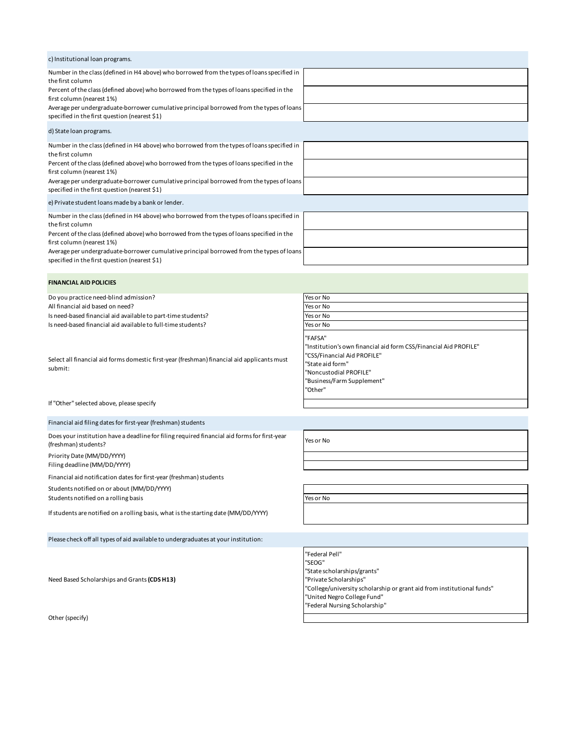| c) Institutional loan programs. | |
|---|---|
| Number in the class (defined in H4 above) who borrowed from the types of loans specified in the first column | |
| Percent of the class (defined above) who borrowed from the types of loans specified in the first column (nearest 1%) | |
| Average per undergraduate-borrower cumulative principal borrowed from the types of loans specified in the first question (nearest $1) | |

| d) State loan programs. | |
|---|---|
| Number in the class (defined in H4 above) who borrowed from the types of loans specified in the first column | |
| Percent of the class (defined above) who borrowed from the types of loans specified in the first column (nearest 1%) | |
| Average per undergraduate-borrower cumulative principal borrowed from the types of loans specified in the first question (nearest $1) | |

| e) Private student loans made by a bank or lender. | |
|---|---|
| Number in the class (defined in H4 above) who borrowed from the types of loans specified in the first column | |
| Percent of the class (defined above) who borrowed from the types of loans specified in the first column (nearest 1%) | |
| Average per undergraduate-borrower cumulative principal borrowed from the types of loans specified in the first question (nearest $1) | |

**FINANCIAL AID POLICIES**

| | |
|---|---|
| Do you practice need-blind admission? | Yes or No |
| All financial aid based on need? | Yes or No |
| Is need-based financial aid available to part-time students? | Yes or No |
| Is need-based financial aid available to full-time students? | Yes or No |
| Select all financial aid forms domestic first-year (freshman) financial aid applicants must submit: | "FAFSA"<br>"Institution's own financial aid form CSS/Financial Aid PROFILE"<br>"CSS/Financial Aid PROFILE"<br>"State aid form"<br>"Noncustodial PROFILE"<br>"Business/Farm Supplement"<br>"Other" |
| If "Other" selected above, please specify | |

| Financial aid filing dates for first-year (freshman) students | |
|---|---|
| Does your institution have a deadline for filing required financial aid forms for first-year (freshman) students? | Yes or No |
| Priority Date (MM/DD/YYYY) | |
| Filing deadline (MM/DD/YYYY) | |

| Financial aid notification dates for first-year (freshman) students | |
|---|---|
| Students notified on or about (MM/DD/YYYY) | |
| Students notified on a rolling basis | Yes or No |
| If students are notified on a rolling basis, what is the starting date (MM/DD/YYYY) | |

| Please check off all types of aid available to undergraduates at your institution: | |
|---|---|
| Need Based Scholarships and Grants **(CDS H13)** | "Federal Pell"<br>"SEOG"<br>"State scholarships/grants"<br>"Private Scholarships"<br>"College/university scholarship or grant aid from institutional funds"<br>"United Negro College Fund"<br>"Federal Nursing Scholarship" |
| Other (specify) | |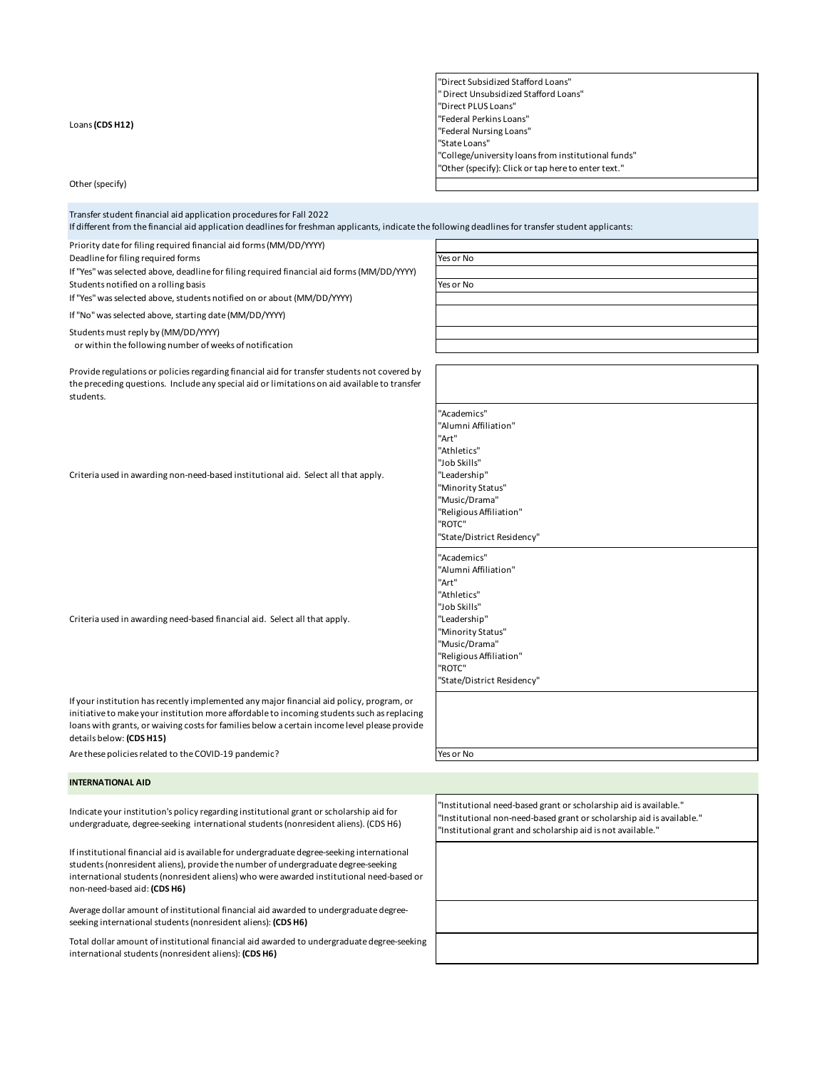| | |
|---|---|
| Loans **(CDS H12)** | "Direct Subsidized Stafford Loans"<br>" Direct Unsubsidized Stafford Loans"<br>"Direct PLUS Loans"<br>"Federal Perkins Loans"<br>"Federal Nursing Loans"<br>"State Loans"<br>"College/university loans from institutional funds"<br>"Other (specify): Click or tap here to enter text." |
| Other (specify) | |

**Transfer student financial aid application procedures for Fall 2022**
If different from the financial aid application deadlines for freshman applicants, indicate the following deadlines for transfer student applicants:

| | |
|---|---|
| Priority date for filing required financial aid forms (MM/DD/YYYY) | |
| Deadline for filing required forms | Yes or No |
| If "Yes" was selected above, deadline for filing required financial aid forms (MM/DD/YYYY) | |
| Students notified on a rolling basis | Yes or No |
| If "Yes" was selected above, students notified on or about (MM/DD/YYYY) | |
| If "No" was selected above, starting date (MM/DD/YYYY) | |
| Students must reply by (MM/DD/YYYY) | |
| or within the following number of weeks of notification | |

| | |
|---|---|
| Provide regulations or policies regarding financial aid for transfer students not covered by the preceding questions. Include any special aid or limitations on aid available to transfer students. | |
| Criteria used in awarding non-need-based institutional aid. Select all that apply. | "Academics"<br>"Alumni Affiliation"<br>"Art"<br>"Athletics"<br>"Job Skills"<br>"Leadership"<br>"Minority Status"<br>"Music/Drama"<br>"Religious Affiliation"<br>"ROTC"<br>"State/District Residency" |
| Criteria used in awarding need-based financial aid. Select all that apply. | "Academics"<br>"Alumni Affiliation"<br>"Art"<br>"Athletics"<br>"Job Skills"<br>"Leadership"<br>"Minority Status"<br>"Music/Drama"<br>"Religious Affiliation"<br>"ROTC"<br>"State/District Residency" |
| If your institution has recently implemented any major financial aid policy, program, or initiative to make your institution more affordable to incoming students such as replacing loans with grants, or waiving costs for families below a certain income level please provide details below: **(CDS H15)** | |
| Are these policies related to the COVID-19 pandemic? | Yes or No |

**INTERNATIONAL AID**

| | |
|---|---|
| Indicate your institution's policy regarding institutional grant or scholarship aid for undergraduate, degree-seeking international students (nonresident aliens). (CDS H6) | "Institutional need-based grant or scholarship aid is available."<br>"Institutional non-need-based grant or scholarship aid is available."<br>"Institutional grant and scholarship aid is not available." |
| If institutional financial aid is available for undergraduate degree-seeking international students (nonresident aliens), provide the number of undergraduate degree-seeking international students (nonresident aliens) who were awarded institutional need-based or non-need-based aid: **(CDS H6)** | |
| Average dollar amount of institutional financial aid awarded to undergraduate degree-seeking international students (nonresident aliens): **(CDS H6)** | |
| Total dollar amount of institutional financial aid awarded to undergraduate degree-seeking international students (nonresident aliens): **(CDS H6)** | |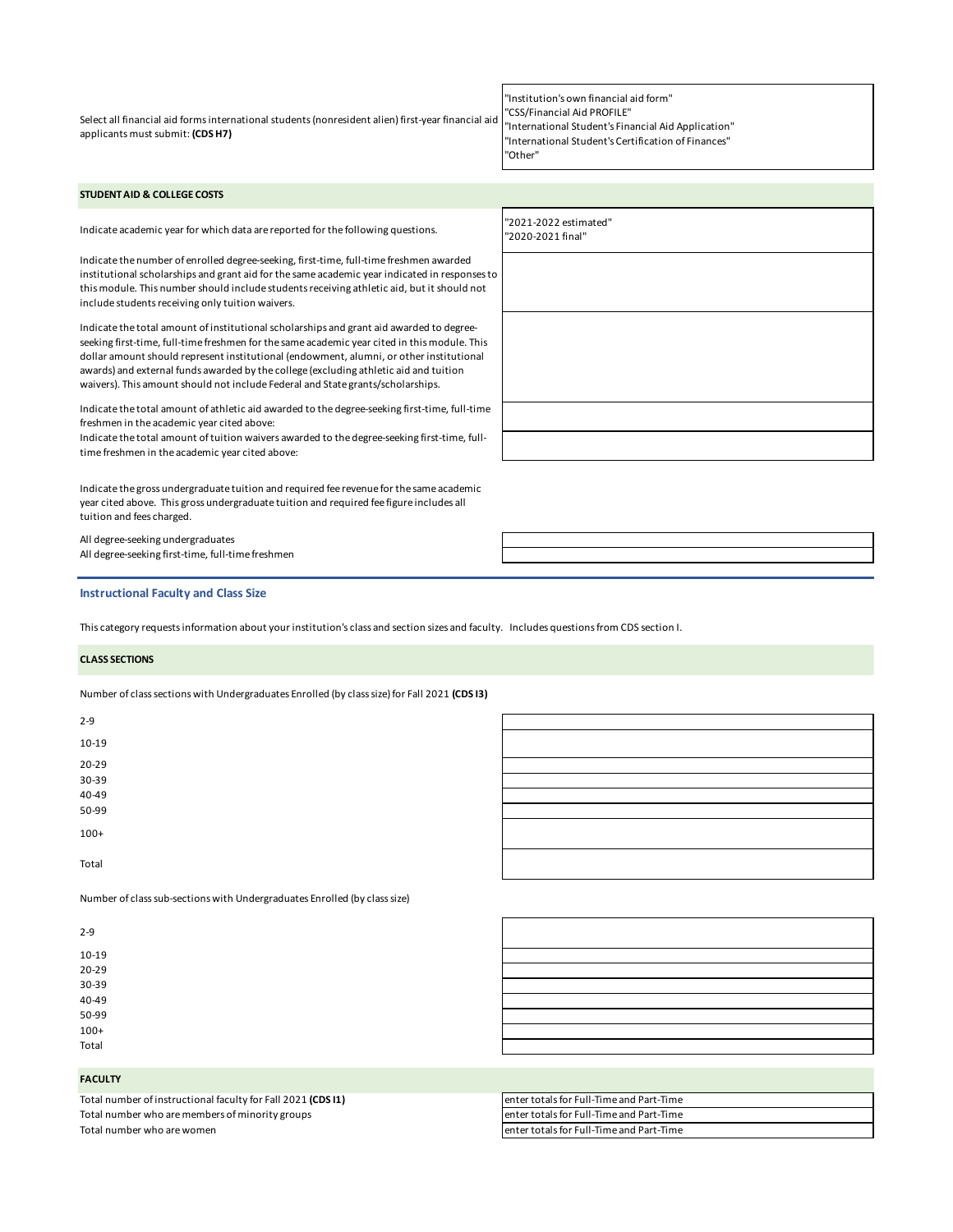| | |
|---|---|
| Select all financial aid forms international students (nonresident alien) first-year financial aid applicants must submit: **(CDS H7)** | "Institution's own financial aid form"<br>"CSS/Financial Aid PROFILE"<br>"International Student's Financial Aid Application"<br>"International Student's Certification of Finances"<br>"Other" |

**STUDENT AID & COLLEGE COSTS**

| | |
|---|---|
| Indicate academic year for which data are reported for the following questions. | "2021-2022 estimated"<br>"2020-2021 final" |
| Indicate the number of enrolled degree-seeking, first-time, full-time freshmen awarded institutional scholarships and grant aid for the same academic year indicated in responses to this module. This number should include students receiving athletic aid, but it should not include students receiving only tuition waivers. | |
| Indicate the total amount of institutional scholarships and grant aid awarded to degree-seeking first-time, full-time freshmen for the same academic year cited in this module. This dollar amount should represent institutional (endowment, alumni, or other institutional awards) and external funds awarded by the college (excluding athletic aid and tuition waivers). This amount should not include Federal and State grants/scholarships. | |
| Indicate the total amount of athletic aid awarded to the degree-seeking first-time, full-time freshmen in the academic year cited above: | |
| Indicate the total amount of tuition waivers awarded to the degree-seeking first-time, full-time freshmen in the academic year cited above: | |

Indicate the gross undergraduate tuition and required fee revenue for the same academic year cited above. This gross undergraduate tuition and required fee figure includes all tuition and fees charged.

| | |
|---|---|
| All degree-seeking undergraduates | |
| All degree-seeking first-time, full-time freshmen | |

## Instructional Faculty and Class Size

This category requests information about your institution's class and section sizes and faculty. Includes questions from CDS section I.

**CLASS SECTIONS**

Number of class sections with Undergraduates Enrolled (by class size) for Fall 2021 **(CDS I3)**

| | |
|---|---|
| 2-9 | |
| 10-19 | |
| 20-29 | |
| 30-39 | |
| 40-49 | |
| 50-99 | |
| 100+ | |
| Total | |

Number of class sub-sections with Undergraduates Enrolled (by class size)

| | |
|---|---|
| 2-9 | |
| 10-19 | |
| 20-29 | |
| 30-39 | |
| 40-49 | |
| 50-99 | |
| 100+ | |
| Total | |

**FACULTY**

| | |
|---|---|
| Total number of instructional faculty for Fall 2021 **(CDS I1)** | enter totals for Full-Time and Part-Time |
| Total number who are members of minority groups | enter totals for Full-Time and Part-Time |
| Total number who are women | enter totals for Full-Time and Part-Time |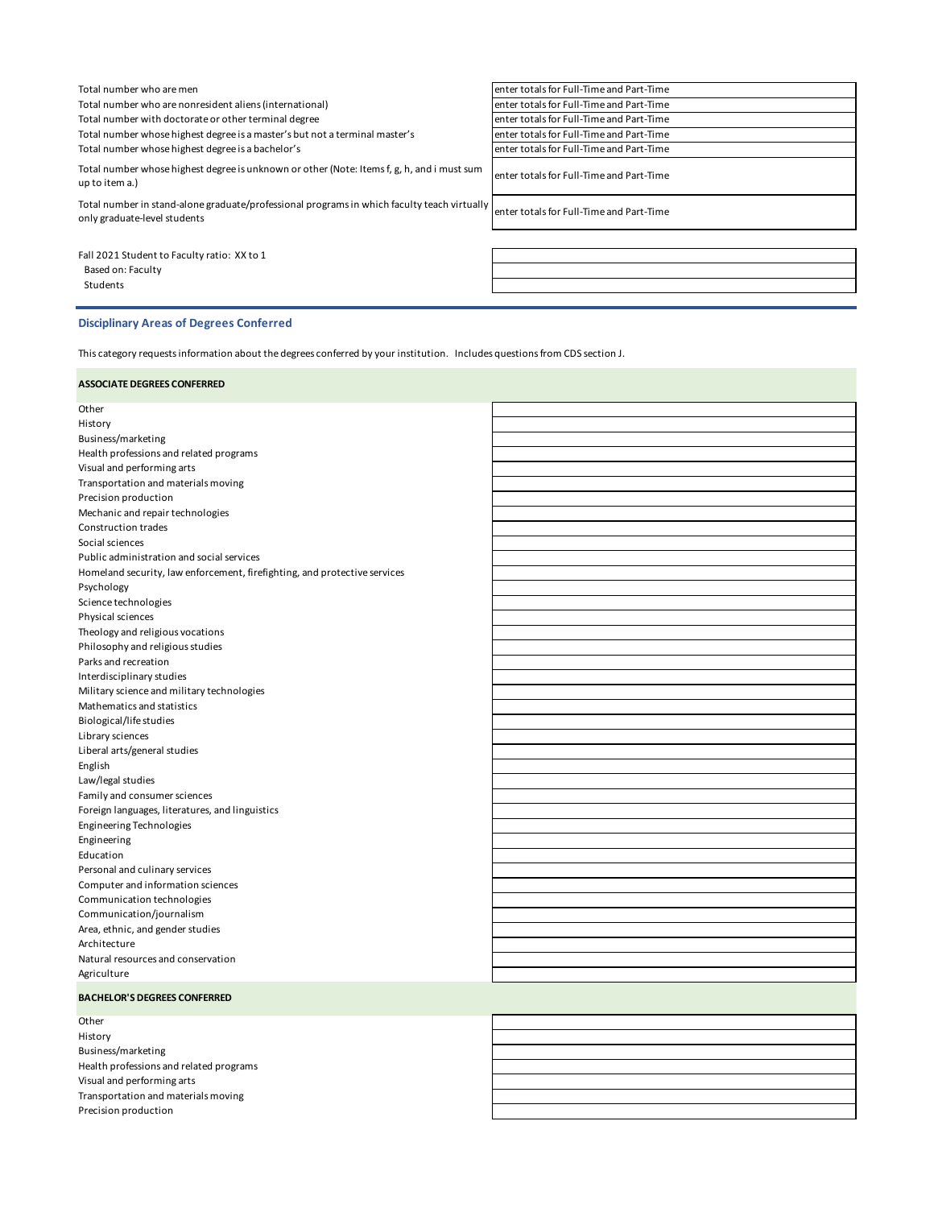| | |
|---|---|
| Total number who are men | enter totals for Full-Time and Part-Time |
| Total number who are nonresident aliens (international) | enter totals for Full-Time and Part-Time |
| Total number with doctorate or other terminal degree | enter totals for Full-Time and Part-Time |
| Total number whose highest degree is a master's but not a terminal master's | enter totals for Full-Time and Part-Time |
| Total number whose highest degree is a bachelor's | enter totals for Full-Time and Part-Time |
| Total number whose highest degree is unknown or other (Note: Items f, g, h, and i must sum up to item a.) | enter totals for Full-Time and Part-Time |
| Total number in stand-alone graduate/professional programs in which faculty teach virtually only graduate-level students | enter totals for Full-Time and Part-Time |

| | |
|---|---|
| Fall 2021 Student to Faculty ratio: XX to 1 | |
| Based on: Faculty | |
| Students | |

## Disciplinary Areas of Degrees Conferred

This category requests information about the degrees conferred by your institution. Includes questions from CDS section J.

| ASSOCIATE DEGREES CONFERRED | |
|---|---|
| Other | |
| History | |
| Business/marketing | |
| Health professions and related programs | |
| Visual and performing arts | |
| Transportation and materials moving | |
| Precision production | |
| Mechanic and repair technologies | |
| Construction trades | |
| Social sciences | |
| Public administration and social services | |
| Homeland security, law enforcement, firefighting, and protective services | |
| Psychology | |
| Science technologies | |
| Physical sciences | |
| Theology and religious vocations | |
| Philosophy and religious studies | |
| Parks and recreation | |
| Interdisciplinary studies | |
| Military science and military technologies | |
| Mathematics and statistics | |
| Biological/life studies | |
| Library sciences | |
| Liberal arts/general studies | |
| English | |
| Law/legal studies | |
| Family and consumer sciences | |
| Foreign languages, literatures, and linguistics | |
| Engineering Technologies | |
| Engineering | |
| Education | |
| Personal and culinary services | |
| Computer and information sciences | |
| Communication technologies | |
| Communication/journalism | |
| Area, ethnic, and gender studies | |
| Architecture | |
| Natural resources and conservation | |
| Agriculture | |

| BACHELOR'S DEGREES CONFERRED | |
|---|---|
| Other | |
| History | |
| Business/marketing | |
| Health professions and related programs | |
| Visual and performing arts | |
| Transportation and materials moving | |
| Precision production | |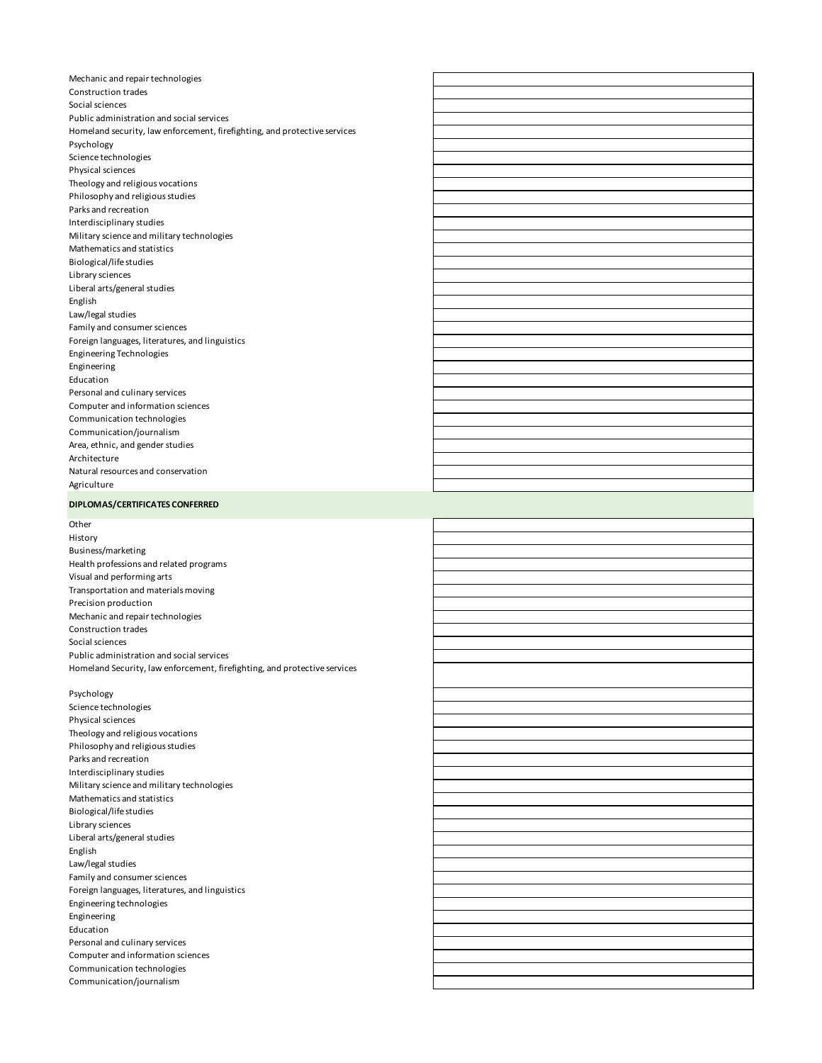| | |
|---|---|
| Mechanic and repair technologies | |
| Construction trades | |
| Social sciences | |
| Public administration and social services | |
| Homeland security, law enforcement, firefighting, and protective services | |
| Psychology | |
| Science technologies | |
| Physical sciences | |
| Theology and religious vocations | |
| Philosophy and religious studies | |
| Parks and recreation | |
| Interdisciplinary studies | |
| Military science and military technologies | |
| Mathematics and statistics | |
| Biological/life studies | |
| Library sciences | |
| Liberal arts/general studies | |
| English | |
| Law/legal studies | |
| Family and consumer sciences | |
| Foreign languages, literatures, and linguistics | |
| Engineering Technologies | |
| Engineering | |
| Education | |
| Personal and culinary services | |
| Computer and information sciences | |
| Communication technologies | |
| Communication/journalism | |
| Area, ethnic, and gender studies | |
| Architecture | |
| Natural resources and conservation | |
| Agriculture | |

**DIPLOMAS/CERTIFICATES CONFERRED**

| | |
|---|---|
| Other | |
| History | |
| Business/marketing | |
| Health professions and related programs | |
| Visual and performing arts | |
| Transportation and materials moving | |
| Precision production | |
| Mechanic and repair technologies | |
| Construction trades | |
| Social sciences | |
| Public administration and social services | |
| Homeland Security, law enforcement, firefighting, and protective services | |
| Psychology | |
| Science technologies | |
| Physical sciences | |
| Theology and religious vocations | |
| Philosophy and religious studies | |
| Parks and recreation | |
| Interdisciplinary studies | |
| Military science and military technologies | |
| Mathematics and statistics | |
| Biological/life studies | |
| Library sciences | |
| Liberal arts/general studies | |
| English | |
| Law/legal studies | |
| Family and consumer sciences | |
| Foreign languages, literatures, and linguistics | |
| Engineering technologies | |
| Engineering | |
| Education | |
| Personal and culinary services | |
| Computer and information sciences | |
| Communication technologies | |
| Communication/journalism | |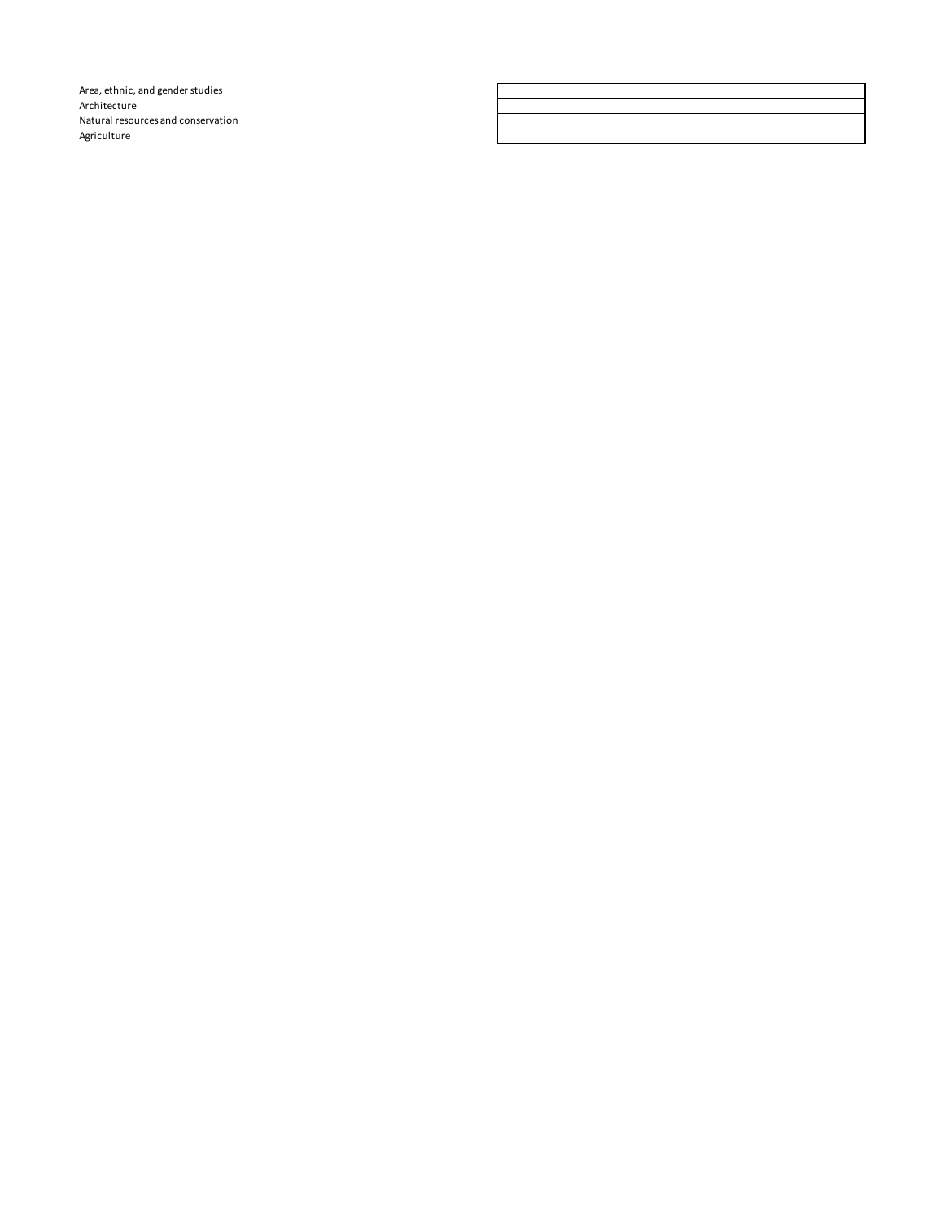| | |
|---|---|
| Area, ethnic, and gender studies | |
| Architecture | |
| Natural resources and conservation | |
| Agriculture | |